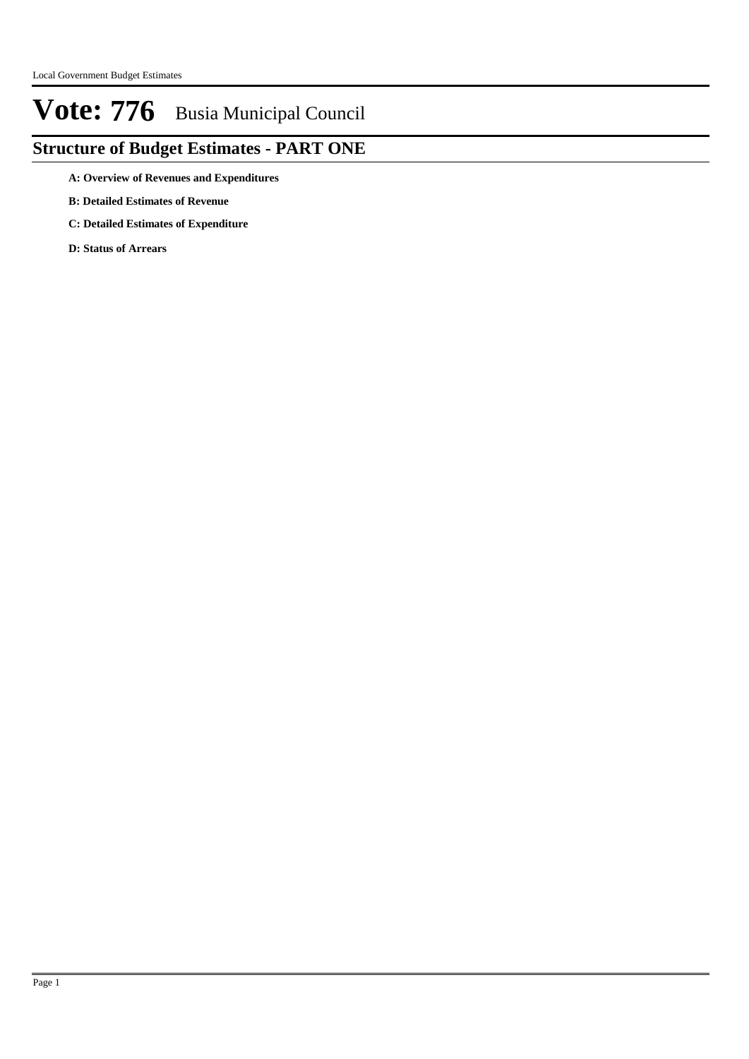# Vote: 776 Busia Municipal Council

## Structure of Budget Estimates - PART ONE

**A: Overview of Revenues and Expenditures**

**B: Detailed Estimates of Revenue**

**C: Detailed Estimates of Expenditure**

**D: Status of Arrears**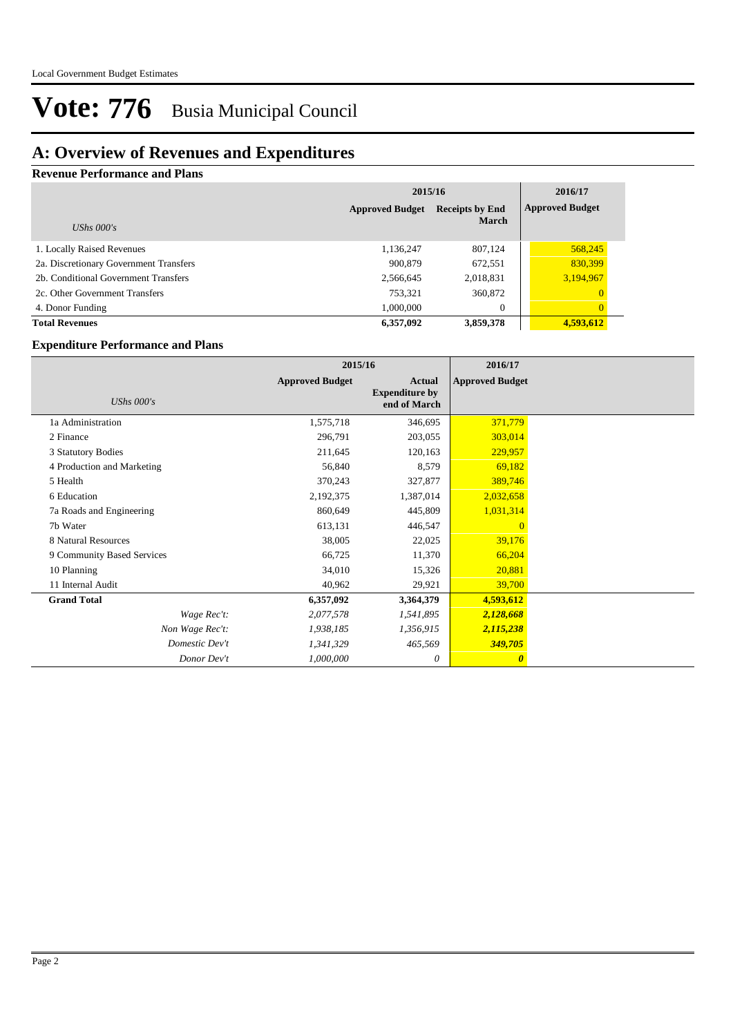# Vote: 776 Busia Municipal Council

## A: Overview of Revenues and Expenditures

### Revenue Performance and Plans

| UShs 000's | 2015/16 Approved Budget | 2015/16 Receipts by End March | 2016/17 Approved Budget |
|---|---|---|---|
| 1. Locally Raised Revenues | 1,136,247 | 807,124 | 568,245 |
| 2a. Discretionary Government Transfers | 900,879 | 672,551 | 830,399 |
| 2b. Conditional Government Transfers | 2,566,645 | 2,018,831 | 3,194,967 |
| 2c. Other Government Transfers | 753,321 | 360,872 | 0 |
| 4. Donor Funding | 1,000,000 | 0 | 0 |
| **Total Revenues** | **6,357,092** | **3,859,378** | **4,593,612** |

### Expenditure Performance and Plans

| UShs 000's | 2015/16 Approved Budget | 2015/16 Actual Expenditure by end of March | 2016/17 Approved Budget |
|---|---|---|---|
| 1a Administration | 1,575,718 | 346,695 | 371,779 |
| 2 Finance | 296,791 | 203,055 | 303,014 |
| 3 Statutory Bodies | 211,645 | 120,163 | 229,957 |
| 4 Production and Marketing | 56,840 | 8,579 | 69,182 |
| 5 Health | 370,243 | 327,877 | 389,746 |
| 6 Education | 2,192,375 | 1,387,014 | 2,032,658 |
| 7a Roads and Engineering | 860,649 | 445,809 | 1,031,314 |
| 7b Water | 613,131 | 446,547 | 0 |
| 8 Natural Resources | 38,005 | 22,025 | 39,176 |
| 9 Community Based Services | 66,725 | 11,370 | 66,204 |
| 10 Planning | 34,010 | 15,326 | 20,881 |
| 11 Internal Audit | 40,962 | 29,921 | 39,700 |
| **Grand Total** | **6,357,092** | **3,364,379** | **4,593,612** |
| *Wage Rec't:* | *2,077,578* | *1,541,895* | ***2,128,668*** |
| *Non Wage Rec't:* | *1,938,185* | *1,356,915* | ***2,115,238*** |
| *Domestic Dev't* | *1,341,329* | *465,569* | ***349,705*** |
| *Donor Dev't* | *1,000,000* | *0* | ***0*** |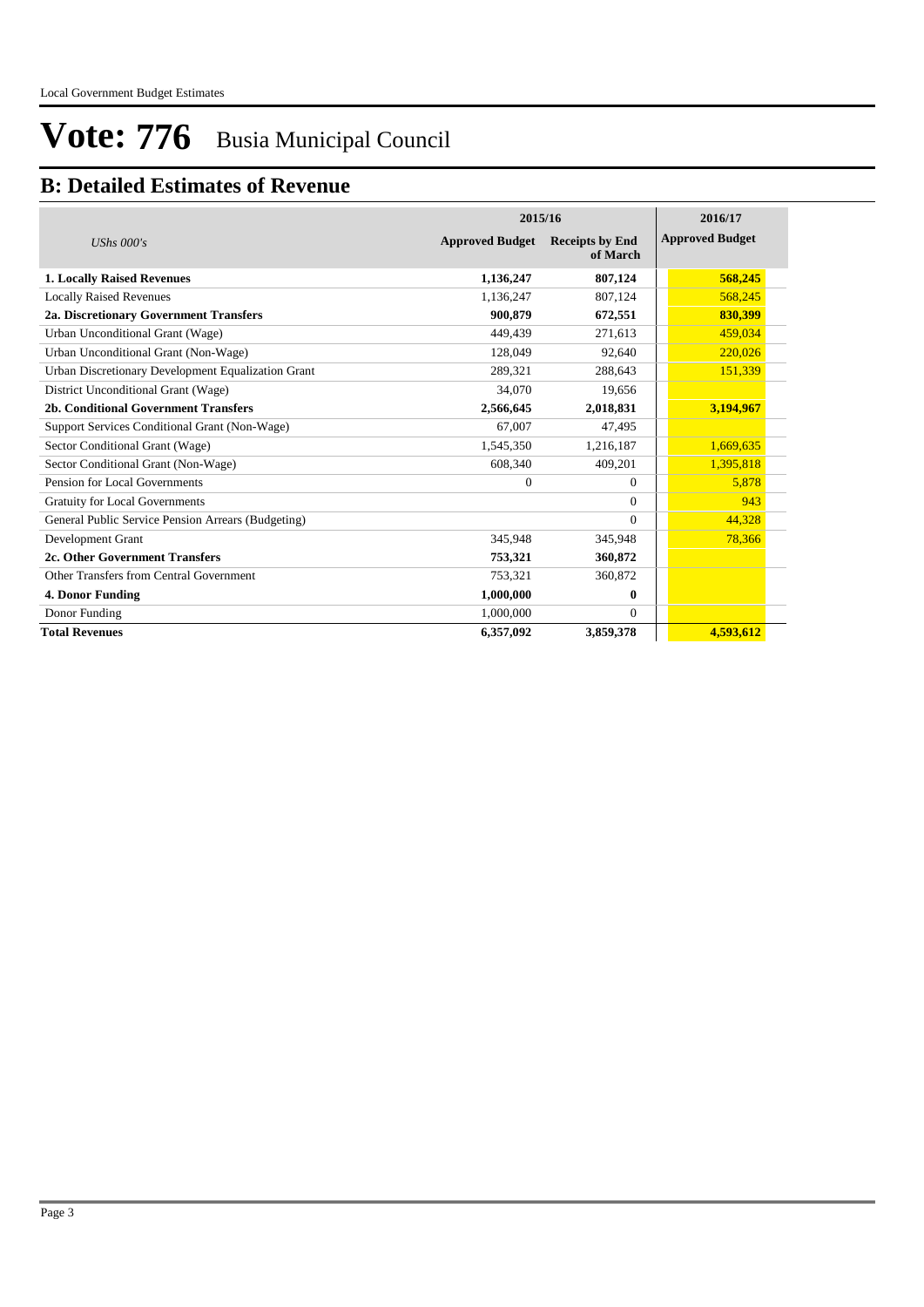# Vote: 776 Busia Municipal Council

## B: Detailed Estimates of Revenue

| *UShs 000's* | 2015/16 Approved Budget | 2015/16 Receipts by End of March | 2016/17 Approved Budget |
|---|---|---|---|
| **1. Locally Raised Revenues** | **1,136,247** | **807,124** | **568,245** |
| Locally Raised Revenues | 1,136,247 | 807,124 | 568,245 |
| **2a. Discretionary Government Transfers** | **900,879** | **672,551** | **830,399** |
| Urban Unconditional Grant (Wage) | 449,439 | 271,613 | 459,034 |
| Urban Unconditional Grant (Non-Wage) | 128,049 | 92,640 | 220,026 |
| Urban Discretionary Development Equalization Grant | 289,321 | 288,643 | 151,339 |
| District Unconditional Grant (Wage) | 34,070 | 19,656 | |
| **2b. Conditional Government Transfers** | **2,566,645** | **2,018,831** | **3,194,967** |
| Support Services Conditional Grant (Non-Wage) | 67,007 | 47,495 | |
| Sector Conditional Grant (Wage) | 1,545,350 | 1,216,187 | 1,669,635 |
| Sector Conditional Grant (Non-Wage) | 608,340 | 409,201 | 1,395,818 |
| Pension for Local Governments | 0 | 0 | 5,878 |
| Gratuity for Local Governments | | 0 | 943 |
| General Public Service Pension Arrears (Budgeting) | | 0 | 44,328 |
| Development Grant | 345,948 | 345,948 | 78,366 |
| **2c. Other Government Transfers** | **753,321** | **360,872** | |
| Other Transfers from Central Government | 753,321 | 360,872 | |
| **4. Donor Funding** | **1,000,000** | **0** | |
| Donor Funding | 1,000,000 | 0 | |
| **Total Revenues** | **6,357,092** | **3,859,378** | **4,593,612** |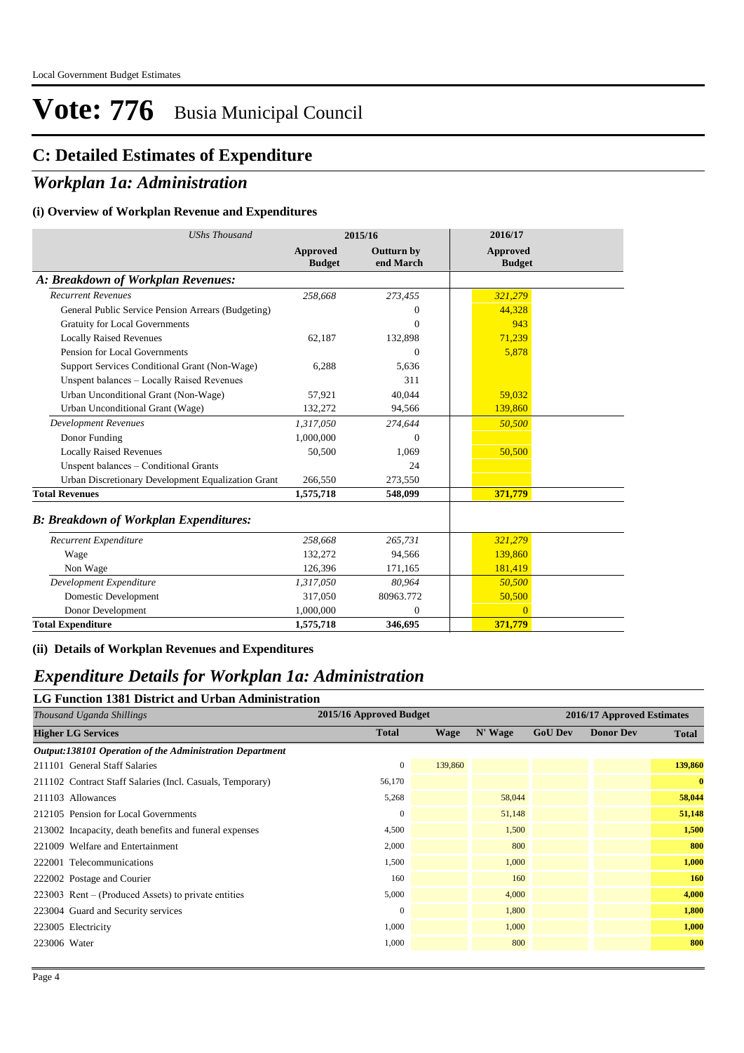# Vote: 776 Busia Municipal Council

## C: Detailed Estimates of Expenditure

## *Workplan 1a: Administration*

### (i) Overview of Workplan Revenue and Expenditures

| *UShs Thousand* | 2015/16 | | 2016/17 |
|---|---|---|---|
| | **Approved Budget** | **Outturn by end March** | **Approved Budget** |
| ***A: Breakdown of Workplan Revenues:*** | | | |
| *Recurrent Revenues* | *258,668* | *273,455* | *321,279* |
| General Public Service Pension Arrears (Budgeting) | | 0 | 44,328 |
| Gratuity for Local Governments | | 0 | 943 |
| Locally Raised Revenues | 62,187 | 132,898 | 71,239 |
| Pension for Local Governments | | 0 | 5,878 |
| Support Services Conditional Grant (Non-Wage) | 6,288 | 5,636 | |
| Unspent balances – Locally Raised Revenues | | 311 | |
| Urban Unconditional Grant (Non-Wage) | 57,921 | 40,044 | 59,032 |
| Urban Unconditional Grant (Wage) | 132,272 | 94,566 | 139,860 |
| *Development Revenues* | *1,317,050* | *274,644* | *50,500* |
| Donor Funding | 1,000,000 | 0 | |
| Locally Raised Revenues | 50,500 | 1,069 | 50,500 |
| Unspent balances – Conditional Grants | | 24 | |
| Urban Discretionary Development Equalization Grant | 266,550 | 273,550 | |
| **Total Revenues** | **1,575,718** | **548,099** | **371,779** |
| ***B: Breakdown of Workplan Expenditures:*** | | | |
| *Recurrent Expenditure* | *258,668* | *265,731* | *321,279* |
| Wage | 132,272 | 94,566 | 139,860 |
| Non Wage | 126,396 | 171,165 | 181,419 |
| *Development Expenditure* | *1,317,050* | *80,964* | *50,500* |
| Domestic Development | 317,050 | 80963.772 | 50,500 |
| Donor Development | 1,000,000 | 0 | 0 |
| **Total Expenditure** | **1,575,718** | **346,695** | **371,779** |

### (ii) Details of Workplan Revenues and Expenditures

## *Expenditure Details for Workplan 1a: Administration*

### LG Function 1381 District and Urban Administration

| *Thousand Uganda Shillings* | 2015/16 Approved Budget | 2016/17 Approved Estimates | | | | |
|---|---|---|---|---|---|---|
| **Higher LG Services** | **Total** | **Wage** | **N' Wage** | **GoU Dev** | **Donor Dev** | **Total** |
| ***Output:138101 Operation of the Administration Department*** | | | | | | |
| 211101 General Staff Salaries | 0 | 139,860 | | | | **139,860** |
| 211102 Contract Staff Salaries (Incl. Casuals, Temporary) | 56,170 | | | | | **0** |
| 211103 Allowances | 5,268 | | 58,044 | | | **58,044** |
| 212105 Pension for Local Governments | 0 | | 51,148 | | | **51,148** |
| 213002 Incapacity, death benefits and funeral expenses | 4,500 | | 1,500 | | | **1,500** |
| 221009 Welfare and Entertainment | 2,000 | | 800 | | | **800** |
| 222001 Telecommunications | 1,500 | | 1,000 | | | **1,000** |
| 222002 Postage and Courier | 160 | | 160 | | | **160** |
| 223003 Rent – (Produced Assets) to private entities | 5,000 | | 4,000 | | | **4,000** |
| 223004 Guard and Security services | 0 | | 1,800 | | | **1,800** |
| 223005 Electricity | 1,000 | | 1,000 | | | **1,000** |
| 223006 Water | 1,000 | | 800 | | | **800** |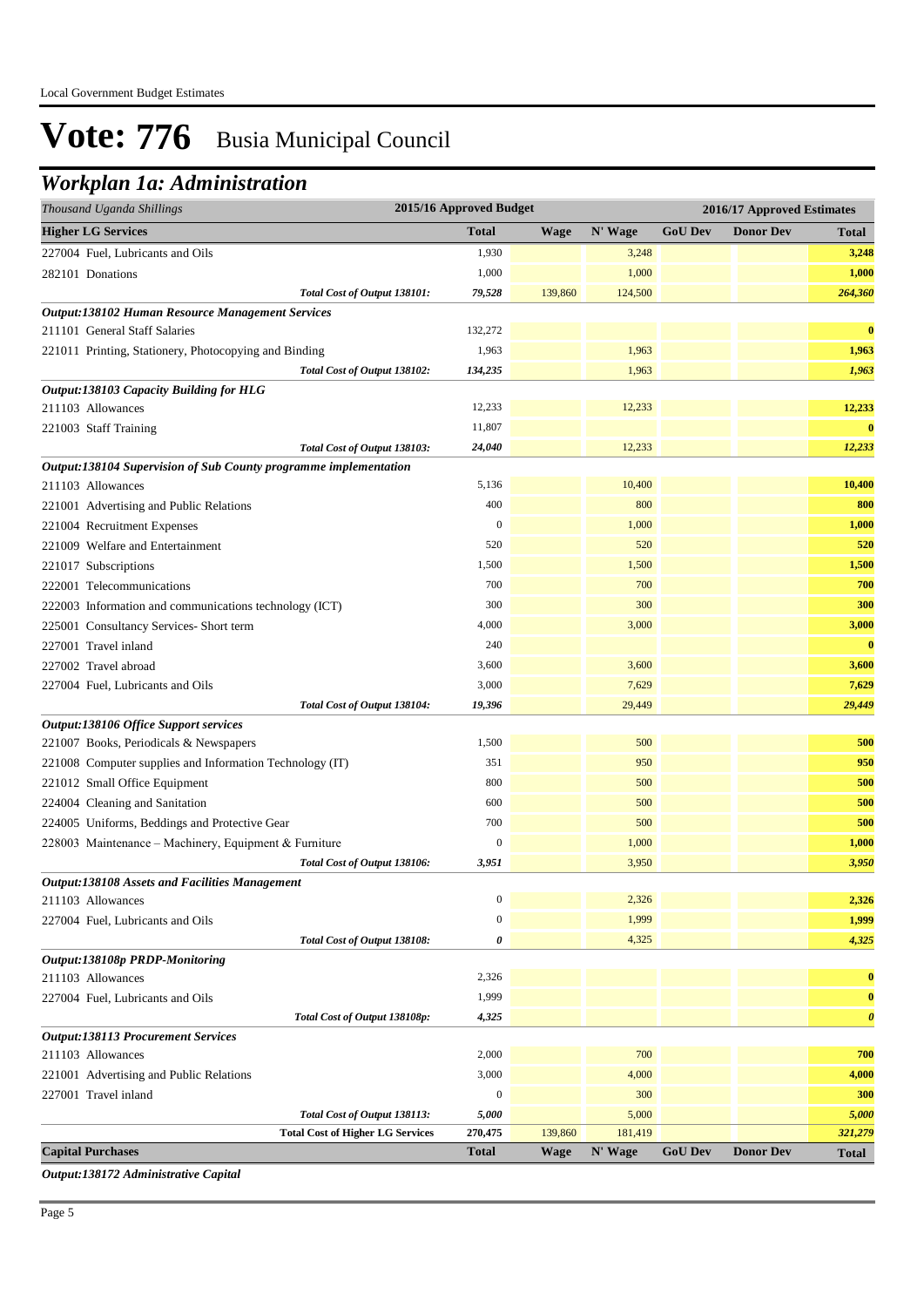Local Government Budget Estimates

# Vote: 776 Busia Municipal Council

## Workplan 1a: Administration

| *Thousand Uganda Shillings* | 2015/16 Approved Budget | 2016/17 Approved Estimates | | | | |
|---|---|---|---|---|---|---|
| **Higher LG Services** | **Total** | **Wage** | **N' Wage** | **GoU Dev** | **Donor Dev** | **Total** |
| 227004 Fuel, Lubricants and Oils | 1,930 | | 3,248 | | | **3,248** |
| 282101 Donations | 1,000 | | 1,000 | | | **1,000** |
| ***Total Cost of Output 138101:*** | ***79,528*** | 139,860 | 124,500 | | | ***264,360*** |
| ***Output:138102 Human Resource Management Services*** | | | | | | |
| 211101 General Staff Salaries | 132,272 | | | | | **0** |
| 221011 Printing, Stationery, Photocopying and Binding | 1,963 | | 1,963 | | | **1,963** |
| ***Total Cost of Output 138102:*** | ***134,235*** | | 1,963 | | | ***1,963*** |
| ***Output:138103 Capacity Building for HLG*** | | | | | | |
| 211103 Allowances | 12,233 | | 12,233 | | | **12,233** |
| 221003 Staff Training | 11,807 | | | | | **0** |
| ***Total Cost of Output 138103:*** | ***24,040*** | | 12,233 | | | ***12,233*** |
| ***Output:138104 Supervision of Sub County programme implementation*** | | | | | | |
| 211103 Allowances | 5,136 | | 10,400 | | | **10,400** |
| 221001 Advertising and Public Relations | 400 | | 800 | | | **800** |
| 221004 Recruitment Expenses | 0 | | 1,000 | | | **1,000** |
| 221009 Welfare and Entertainment | 520 | | 520 | | | **520** |
| 221017 Subscriptions | 1,500 | | 1,500 | | | **1,500** |
| 222001 Telecommunications | 700 | | 700 | | | **700** |
| 222003 Information and communications technology (ICT) | 300 | | 300 | | | **300** |
| 225001 Consultancy Services- Short term | 4,000 | | 3,000 | | | **3,000** |
| 227001 Travel inland | 240 | | | | | **0** |
| 227002 Travel abroad | 3,600 | | 3,600 | | | **3,600** |
| 227004 Fuel, Lubricants and Oils | 3,000 | | 7,629 | | | **7,629** |
| ***Total Cost of Output 138104:*** | ***19,396*** | | 29,449 | | | ***29,449*** |
| ***Output:138106 Office Support services*** | | | | | | |
| 221007 Books, Periodicals & Newspapers | 1,500 | | 500 | | | **500** |
| 221008 Computer supplies and Information Technology (IT) | 351 | | 950 | | | **950** |
| 221012 Small Office Equipment | 800 | | 500 | | | **500** |
| 224004 Cleaning and Sanitation | 600 | | 500 | | | **500** |
| 224005 Uniforms, Beddings and Protective Gear | 700 | | 500 | | | **500** |
| 228003 Maintenance – Machinery, Equipment & Furniture | 0 | | 1,000 | | | **1,000** |
| ***Total Cost of Output 138106:*** | ***3,951*** | | 3,950 | | | ***3,950*** |
| ***Output:138108 Assets and Facilities Management*** | | | | | | |
| 211103 Allowances | 0 | | 2,326 | | | **2,326** |
| 227004 Fuel, Lubricants and Oils | 0 | | 1,999 | | | **1,999** |
| ***Total Cost of Output 138108:*** | ***0*** | | 4,325 | | | ***4,325*** |
| ***Output:138108p PRDP-Monitoring*** | | | | | | |
| 211103 Allowances | 2,326 | | | | | **0** |
| 227004 Fuel, Lubricants and Oils | 1,999 | | | | | **0** |
| ***Total Cost of Output 138108p:*** | ***4,325*** | | | | | ***0*** |
| ***Output:138113 Procurement Services*** | | | | | | |
| 211103 Allowances | 2,000 | | 700 | | | **700** |
| 221001 Advertising and Public Relations | 3,000 | | 4,000 | | | **4,000** |
| 227001 Travel inland | 0 | | 300 | | | **300** |
| ***Total Cost of Output 138113:*** | ***5,000*** | | 5,000 | | | ***5,000*** |
| **Total Cost of Higher LG Services** | ***270,475*** | 139,860 | 181,419 | | | ***321,279*** |
| **Capital Purchases** | **Total** | **Wage** | **N' Wage** | **GoU Dev** | **Donor Dev** | **Total** |
| ***Output:138172 Administrative Capital*** | | | | | | |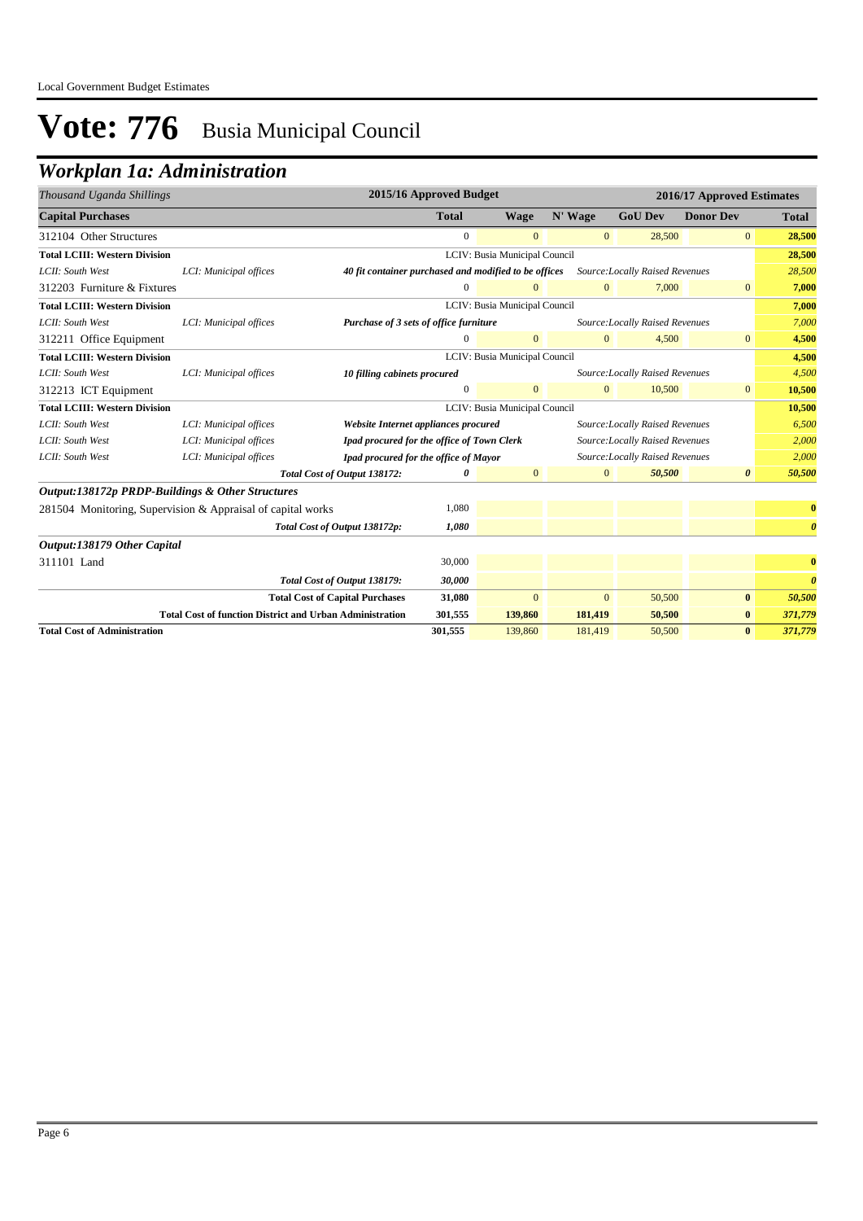# Vote: 776 Busia Municipal Council

## Workplan 1a: Administration

| *Thousand Uganda Shillings* | | | 2015/16 Approved Budget | 2016/17 Approved Estimates | | | | |
|---|---|---|---|---|---|---|---|---|
| **Capital Purchases** | | | **Total** | **Wage** | **N' Wage** | **GoU Dev** | **Donor Dev** | **Total** |
| 312104 Other Structures | | | 0 | 0 | 0 | 28,500 | 0 | **28,500** |
| **Total LCIII: Western Division** | | | | LCIV: Busia Municipal Council | | | | **28,500** |
| *LCII: South West* | *LCI: Municipal offices* | ***40 fit container purchased and modified to be offices*** | | | | *Source:Locally Raised Revenues* | | *28,500* |
| 312203 Furniture & Fixtures | | | 0 | 0 | 0 | 7,000 | 0 | **7,000** |
| **Total LCIII: Western Division** | | | | LCIV: Busia Municipal Council | | | | **7,000** |
| *LCII: South West* | *LCI: Municipal offices* | ***Purchase of 3 sets of office furniture*** | | | | *Source:Locally Raised Revenues* | | *7,000* |
| 312211 Office Equipment | | | 0 | 0 | 0 | 4,500 | 0 | **4,500** |
| **Total LCIII: Western Division** | | | | LCIV: Busia Municipal Council | | | | **4,500** |
| *LCII: South West* | *LCI: Municipal offices* | ***10 filling cabinets procured*** | | | | *Source:Locally Raised Revenues* | | *4,500* |
| 312213 ICT Equipment | | | 0 | 0 | 0 | 10,500 | 0 | **10,500** |
| **Total LCIII: Western Division** | | | | LCIV: Busia Municipal Council | | | | **10,500** |
| *LCII: South West* | *LCI: Municipal offices* | ***Website Internet appliances procured*** | | | | *Source:Locally Raised Revenues* | | *6,500* |
| *LCII: South West* | *LCI: Municipal offices* | ***Ipad procured for the office of Town Clerk*** | | | | *Source:Locally Raised Revenues* | | *2,000* |
| *LCII: South West* | *LCI: Municipal offices* | ***Ipad procured for the office of Mayor*** | | | | *Source:Locally Raised Revenues* | | *2,000* |
| | | ***Total Cost of Output 138172:*** | ***0*** | 0 | 0 | ***50,500*** | ***0*** | ***50,500*** |
| ***Output:138172p PRDP-Buildings & Other Structures*** | | | | | | | | |
| 281504 Monitoring, Supervision & Appraisal of capital works | | | 1,080 | | | | | **0** |
| | | ***Total Cost of Output 138172p:*** | ***1,080*** | | | | | ***0*** |
| ***Output:138179 Other Capital*** | | | | | | | | |
| 311101 Land | | | 30,000 | | | | | **0** |
| | | ***Total Cost of Output 138179:*** | ***30,000*** | | | | | ***0*** |
| | | **Total Cost of Capital Purchases** | **31,080** | 0 | 0 | 50,500 | **0** | ***50,500*** |
| | | **Total Cost of function District and Urban Administration** | **301,555** | **139,860** | **181,419** | **50,500** | **0** | ***371,779*** |
| **Total Cost of Administration** | | | **301,555** | 139,860 | 181,419 | 50,500 | **0** | ***371,779*** |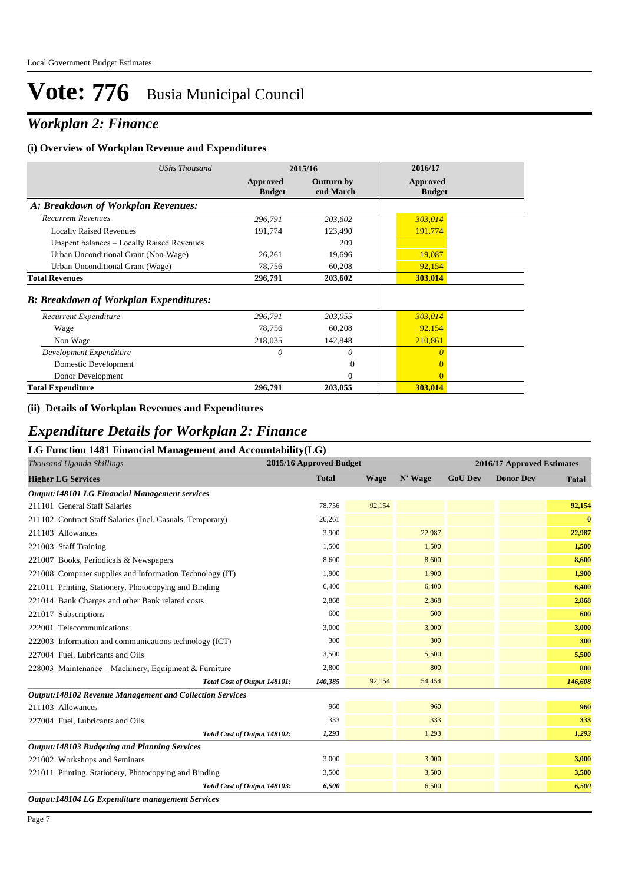# Vote: 776 Busia Municipal Council

## *Workplan 2: Finance*

### (i) Overview of Workplan Revenue and Expenditures

| *UShs Thousand* | 2015/16 | | 2016/17 |
|---|---|---|---|
| | **Approved Budget** | **Outturn by end March** | **Approved Budget** |
| ***A: Breakdown of Workplan Revenues:*** | | | |
| *Recurrent Revenues* | *296,791* | *203,602* | *303,014* |
| Locally Raised Revenues | 191,774 | 123,490 | 191,774 |
| Unspent balances – Locally Raised Revenues | | 209 | |
| Urban Unconditional Grant (Non-Wage) | 26,261 | 19,696 | 19,087 |
| Urban Unconditional Grant (Wage) | 78,756 | 60,208 | 92,154 |
| **Total Revenues** | **296,791** | **203,602** | **303,014** |
| ***B: Breakdown of Workplan Expenditures:*** | | | |
| *Recurrent Expenditure* | *296,791* | *203,055* | *303,014* |
| Wage | 78,756 | 60,208 | 92,154 |
| Non Wage | 218,035 | 142,848 | 210,861 |
| *Development Expenditure* | *0* | *0* | *0* |
| Domestic Development | | 0 | 0 |
| Donor Development | | 0 | 0 |
| **Total Expenditure** | **296,791** | **203,055** | **303,014** |

### (ii) Details of Workplan Revenues and Expenditures

## *Expenditure Details for Workplan 2: Finance*

### LG Function 1481 Financial Management and Accountability(LG)

| *Thousand Uganda Shillings* | 2015/16 Approved Budget | 2016/17 Approved Estimates | | | | |
|---|---|---|---|---|---|---|
| **Higher LG Services** | **Total** | **Wage** | **N' Wage** | **GoU Dev** | **Donor Dev** | **Total** |
| ***Output:148101 LG Financial Management services*** | | | | | | |
| 211101 General Staff Salaries | 78,756 | 92,154 | | | | **92,154** |
| 211102 Contract Staff Salaries (Incl. Casuals, Temporary) | 26,261 | | | | | **0** |
| 211103 Allowances | 3,900 | | 22,987 | | | **22,987** |
| 221003 Staff Training | 1,500 | | 1,500 | | | **1,500** |
| 221007 Books, Periodicals & Newspapers | 8,600 | | 8,600 | | | **8,600** |
| 221008 Computer supplies and Information Technology (IT) | 1,900 | | 1,900 | | | **1,900** |
| 221011 Printing, Stationery, Photocopying and Binding | 6,400 | | 6,400 | | | **6,400** |
| 221014 Bank Charges and other Bank related costs | 2,868 | | 2,868 | | | **2,868** |
| 221017 Subscriptions | 600 | | 600 | | | **600** |
| 222001 Telecommunications | 3,000 | | 3,000 | | | **3,000** |
| 222003 Information and communications technology (ICT) | 300 | | 300 | | | **300** |
| 227004 Fuel, Lubricants and Oils | 3,500 | | 5,500 | | | **5,500** |
| 228003 Maintenance – Machinery, Equipment & Furniture | 2,800 | | 800 | | | **800** |
| *Total Cost of Output 148101:* | *140,385* | 92,154 | 54,454 | | | ***146,608*** |
| ***Output:148102 Revenue Management and Collection Services*** | | | | | | |
| 211103 Allowances | 960 | | 960 | | | **960** |
| 227004 Fuel, Lubricants and Oils | 333 | | 333 | | | **333** |
| *Total Cost of Output 148102:* | *1,293* | | 1,293 | | | ***1,293*** |
| ***Output:148103 Budgeting and Planning Services*** | | | | | | |
| 221002 Workshops and Seminars | 3,000 | | 3,000 | | | **3,000** |
| 221011 Printing, Stationery, Photocopying and Binding | 3,500 | | 3,500 | | | **3,500** |
| *Total Cost of Output 148103:* | *6,500* | | 6,500 | | | ***6,500*** |
| ***Output:148104 LG Expenditure management Services*** | | | | | | |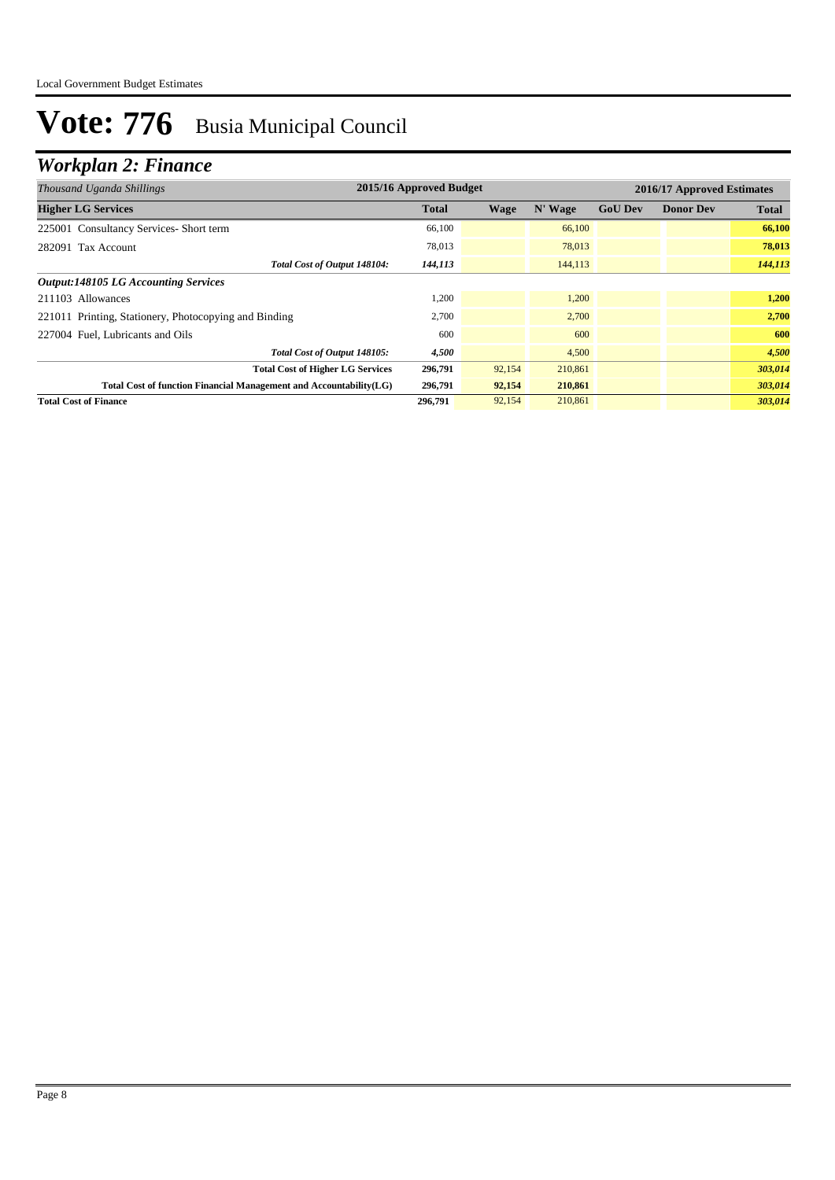# Vote: 776 Busia Municipal Council

## *Workplan 2: Finance*

| *Thousand Uganda Shillings* | 2015/16 Approved Budget | 2016/17 Approved Estimates | | | | |
|---|---|---|---|---|---|---|
| **Higher LG Services** | **Total** | **Wage** | **N' Wage** | **GoU Dev** | **Donor Dev** | **Total** |
| 225001 Consultancy Services- Short term | 66,100 | | 66,100 | | | **66,100** |
| 282091 Tax Account | 78,013 | | 78,013 | | | **78,013** |
| ***Total Cost of Output 148104:*** | ***144,113*** | | 144,113 | | | ***144,113*** |
| ***Output:148105 LG Accounting Services*** | | | | | | |
| 211103 Allowances | 1,200 | | 1,200 | | | **1,200** |
| 221011 Printing, Stationery, Photocopying and Binding | 2,700 | | 2,700 | | | **2,700** |
| 227004 Fuel, Lubricants and Oils | 600 | | 600 | | | **600** |
| ***Total Cost of Output 148105:*** | ***4,500*** | | 4,500 | | | ***4,500*** |
| **Total Cost of Higher LG Services** | **296,791** | 92,154 | 210,861 | | | ***303,014*** |
| **Total Cost of function Financial Management and Accountability(LG)** | **296,791** | **92,154** | **210,861** | | | ***303,014*** |
| **Total Cost of Finance** | **296,791** | 92,154 | 210,861 | | | ***303,014*** |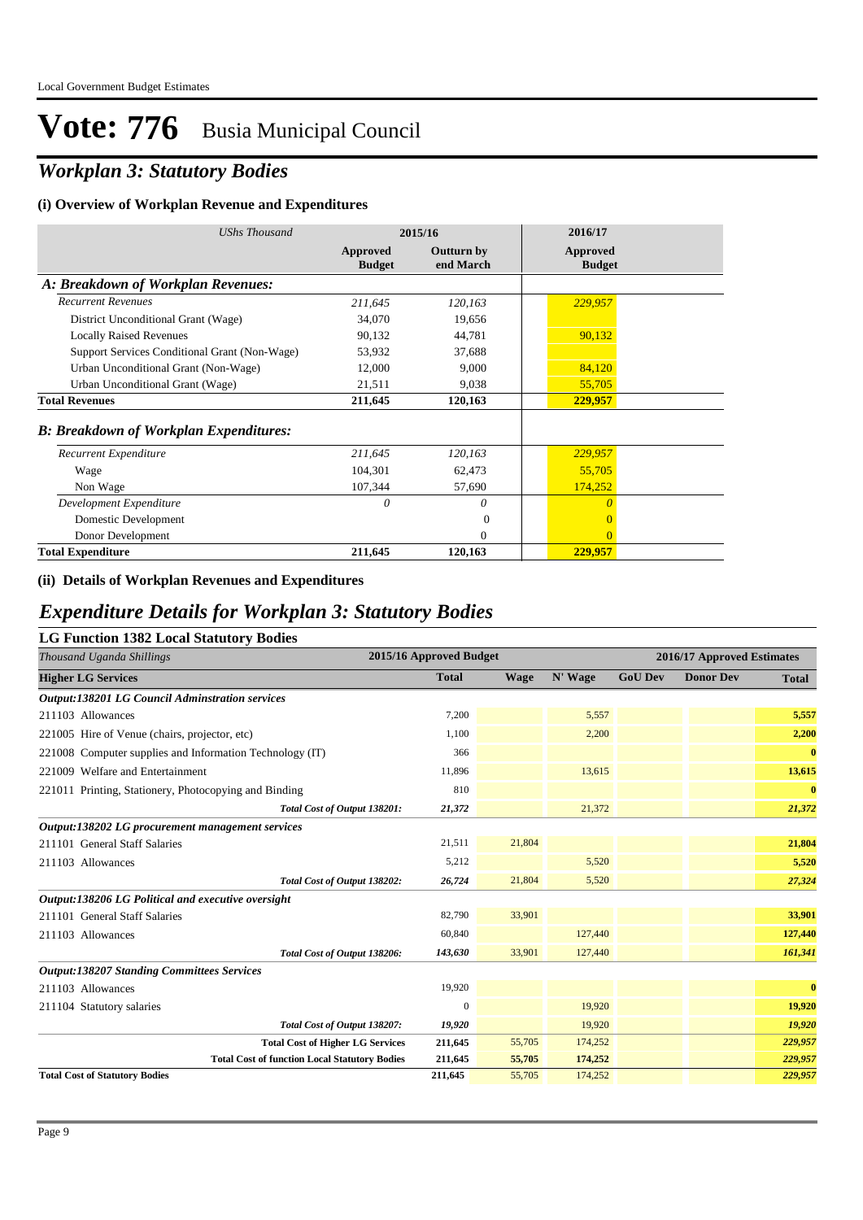# Vote: 776 Busia Municipal Council

## *Workplan 3: Statutory Bodies*

### (i) Overview of Workplan Revenue and Expenditures

| *UShs Thousand* | 2015/16 Approved Budget | 2015/16 Outturn by end March | 2016/17 Approved Budget |
|---|---|---|---|
| ***A: Breakdown of Workplan Revenues:*** | | | |
| *Recurrent Revenues* | *211,645* | *120,163* | *229,957* |
| District Unconditional Grant (Wage) | 34,070 | 19,656 | |
| Locally Raised Revenues | 90,132 | 44,781 | 90,132 |
| Support Services Conditional Grant (Non-Wage) | 53,932 | 37,688 | |
| Urban Unconditional Grant (Non-Wage) | 12,000 | 9,000 | 84,120 |
| Urban Unconditional Grant (Wage) | 21,511 | 9,038 | 55,705 |
| **Total Revenues** | **211,645** | **120,163** | **229,957** |
| ***B: Breakdown of Workplan Expenditures:*** | | | |
| *Recurrent Expenditure* | *211,645* | *120,163* | *229,957* |
| Wage | 104,301 | 62,473 | 55,705 |
| Non Wage | 107,344 | 57,690 | 174,252 |
| *Development Expenditure* | *0* | *0* | *0* |
| Domestic Development | | 0 | 0 |
| Donor Development | | 0 | 0 |
| **Total Expenditure** | **211,645** | **120,163** | **229,957** |

### (ii) Details of Workplan Revenues and Expenditures

## *Expenditure Details for Workplan 3: Statutory Bodies*

### LG Function 1382 Local Statutory Bodies

| *Thousand Uganda Shillings* | 2015/16 Approved Budget | 2016/17 Approved Estimates | | | | |
|---|---|---|---|---|---|---|
| **Higher LG Services** | **Total** | **Wage** | **N' Wage** | **GoU Dev** | **Donor Dev** | **Total** |
| ***Output:138201 LG Council Adminstration services*** | | | | | | |
| 211103 Allowances | 7,200 | | 5,557 | | | **5,557** |
| 221005 Hire of Venue (chairs, projector, etc) | 1,100 | | 2,200 | | | **2,200** |
| 221008 Computer supplies and Information Technology (IT) | 366 | | | | | **0** |
| 221009 Welfare and Entertainment | 11,896 | | 13,615 | | | **13,615** |
| 221011 Printing, Stationery, Photocopying and Binding | 810 | | | | | **0** |
| *Total Cost of Output 138201:* | *21,372* | | 21,372 | | | ***21,372*** |
| ***Output:138202 LG procurement management services*** | | | | | | |
| 211101 General Staff Salaries | 21,511 | 21,804 | | | | **21,804** |
| 211103 Allowances | 5,212 | | 5,520 | | | **5,520** |
| *Total Cost of Output 138202:* | *26,724* | 21,804 | 5,520 | | | ***27,324*** |
| ***Output:138206 LG Political and executive oversight*** | | | | | | |
| 211101 General Staff Salaries | 82,790 | 33,901 | | | | **33,901** |
| 211103 Allowances | 60,840 | | 127,440 | | | **127,440** |
| *Total Cost of Output 138206:* | *143,630* | 33,901 | 127,440 | | | ***161,341*** |
| ***Output:138207 Standing Committees Services*** | | | | | | |
| 211103 Allowances | 19,920 | | | | | **0** |
| 211104 Statutory salaries | 0 | | 19,920 | | | **19,920** |
| *Total Cost of Output 138207:* | *19,920* | | 19,920 | | | ***19,920*** |
| **Total Cost of Higher LG Services** | **211,645** | 55,705 | 174,252 | | | ***229,957*** |
| **Total Cost of function Local Statutory Bodies** | **211,645** | **55,705** | **174,252** | | | ***229,957*** |
| **Total Cost of Statutory Bodies** | **211,645** | 55,705 | 174,252 | | | ***229,957*** |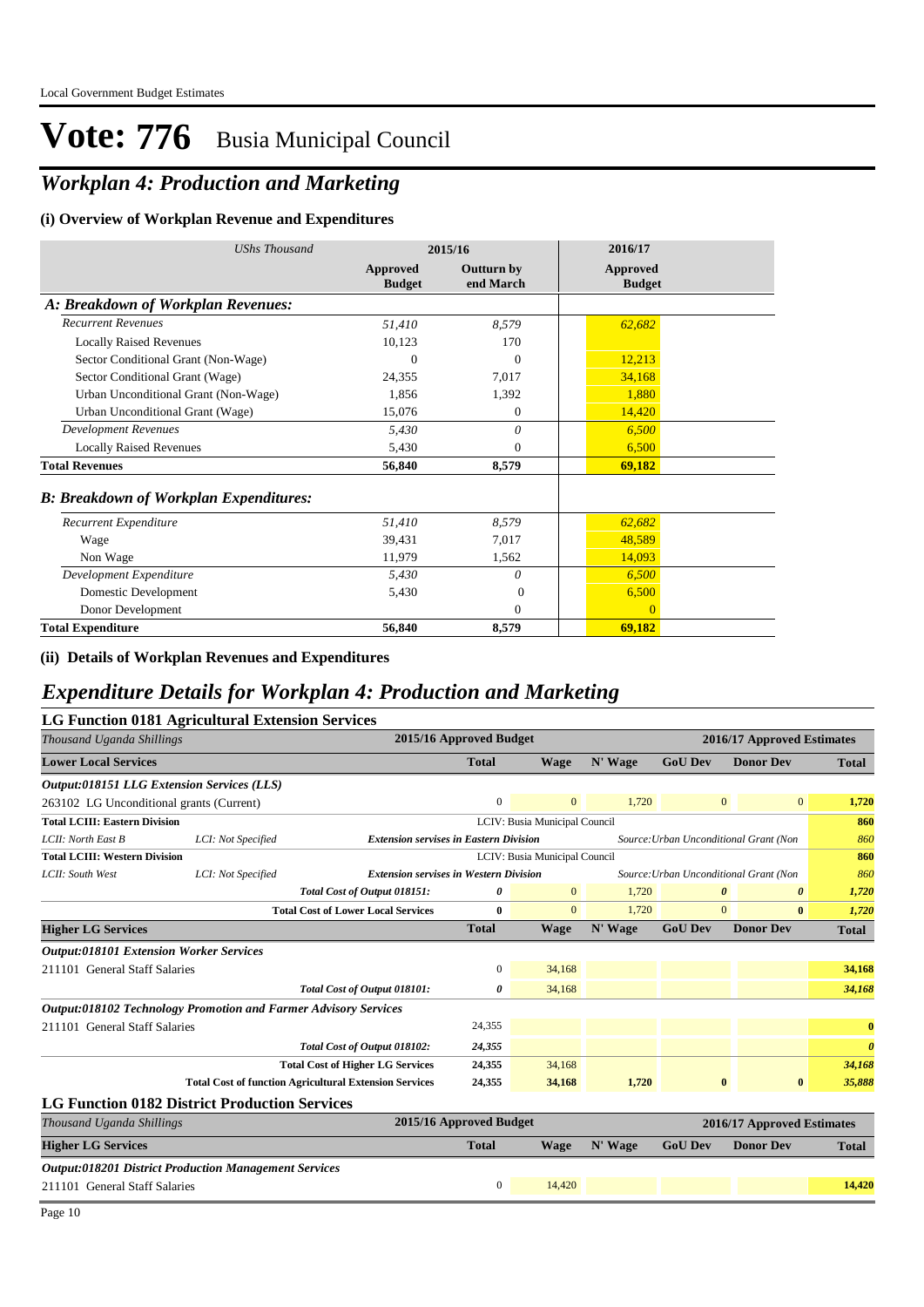# Vote: 776 Busia Municipal Council

## *Workplan 4: Production and Marketing*

### (i) Overview of Workplan Revenue and Expenditures

| *UShs Thousand* | 2015/16 Approved Budget | 2015/16 Outturn by end March | 2016/17 Approved Budget |
|---|---|---|---|
| ***A: Breakdown of Workplan Revenues:*** | | | |
| *Recurrent Revenues* | *51,410* | *8,579* | *62,682* |
| Locally Raised Revenues | 10,123 | 170 | |
| Sector Conditional Grant (Non-Wage) | 0 | 0 | 12,213 |
| Sector Conditional Grant (Wage) | 24,355 | 7,017 | 34,168 |
| Urban Unconditional Grant (Non-Wage) | 1,856 | 1,392 | 1,880 |
| Urban Unconditional Grant (Wage) | 15,076 | 0 | 14,420 |
| *Development Revenues* | *5,430* | *0* | *6,500* |
| Locally Raised Revenues | 5,430 | 0 | 6,500 |
| **Total Revenues** | **56,840** | **8,579** | **69,182** |
| ***B: Breakdown of Workplan Expenditures:*** | | | |
| *Recurrent Expenditure* | *51,410* | *8,579* | *62,682* |
| Wage | 39,431 | 7,017 | 48,589 |
| Non Wage | 11,979 | 1,562 | 14,093 |
| *Development Expenditure* | *5,430* | *0* | *6,500* |
| Domestic Development | 5,430 | 0 | 6,500 |
| Donor Development | | 0 | 0 |
| **Total Expenditure** | **56,840** | **8,579** | **69,182** |

### (ii) Details of Workplan Revenues and Expenditures

## *Expenditure Details for Workplan 4: Production and Marketing*

### LG Function 0181 Agricultural Extension Services

| *Thousand Uganda Shillings* | | | 2015/16 Approved Budget | 2016/17 Approved Estimates | | | | |
|---|---|---|---|---|---|---|---|---|
| **Lower Local Services** | | | **Total** | **Wage** | **N' Wage** | **GoU Dev** | **Donor Dev** | **Total** |
| ***Output:018151 LLG Extension Services (LLS)*** | | | | | | | | |
| 263102 LG Unconditional grants (Current) | | | 0 | 0 | 1,720 | 0 | 0 | **1,720** |
| **Total LCIII: Eastern Division** | | | LCIV: Busia Municipal Council | | | | | **860** |
| *LCII: North East B* | *LCI: Not Specified* | ***Extension servises in Eastern Division*** | | | *Source:Urban Unconditional Grant (Non* | | | *860* |
| **Total LCIII: Western Division** | | | LCIV: Busia Municipal Council | | | | | **860** |
| *LCII: South West* | *LCI: Not Specified* | ***Extension servises in Western Division*** | | | *Source:Urban Unconditional Grant (Non* | | | *860* |
| | | ***Total Cost of Output 018151:*** | ***0*** | 0 | 1,720 | ***0*** | ***0*** | ***1,720*** |
| | | **Total Cost of Lower Local Services** | **0** | 0 | 1,720 | 0 | **0** | ***1,720*** |
| **Higher LG Services** | | | **Total** | **Wage** | **N' Wage** | **GoU Dev** | **Donor Dev** | **Total** |
| ***Output:018101 Extension Worker Services*** | | | | | | | | |
| 211101 General Staff Salaries | | | 0 | 34,168 | | | | **34,168** |
| | | ***Total Cost of Output 018101:*** | ***0*** | 34,168 | | | | ***34,168*** |
| ***Output:018102 Technology Promotion and Farmer Advisory Services*** | | | | | | | | |
| 211101 General Staff Salaries | | | 24,355 | | | | | **0** |
| | | ***Total Cost of Output 018102:*** | ***24,355*** | | | | | ***0*** |
| | | **Total Cost of Higher LG Services** | **24,355** | 34,168 | | | | ***34,168*** |
| | | **Total Cost of function Agricultural Extension Services** | **24,355** | **34,168** | **1,720** | **0** | **0** | ***35,888*** |

### LG Function 0182 District Production Services

| *Thousand Uganda Shillings* | 2015/16 Approved Budget | 2016/17 Approved Estimates | | | | |
|---|---|---|---|---|---|---|
| **Higher LG Services** | **Total** | **Wage** | **N' Wage** | **GoU Dev** | **Donor Dev** | **Total** |
| ***Output:018201 District Production Management Services*** | | | | | | |
| 211101 General Staff Salaries | 0 | 14,420 | | | | **14,420** |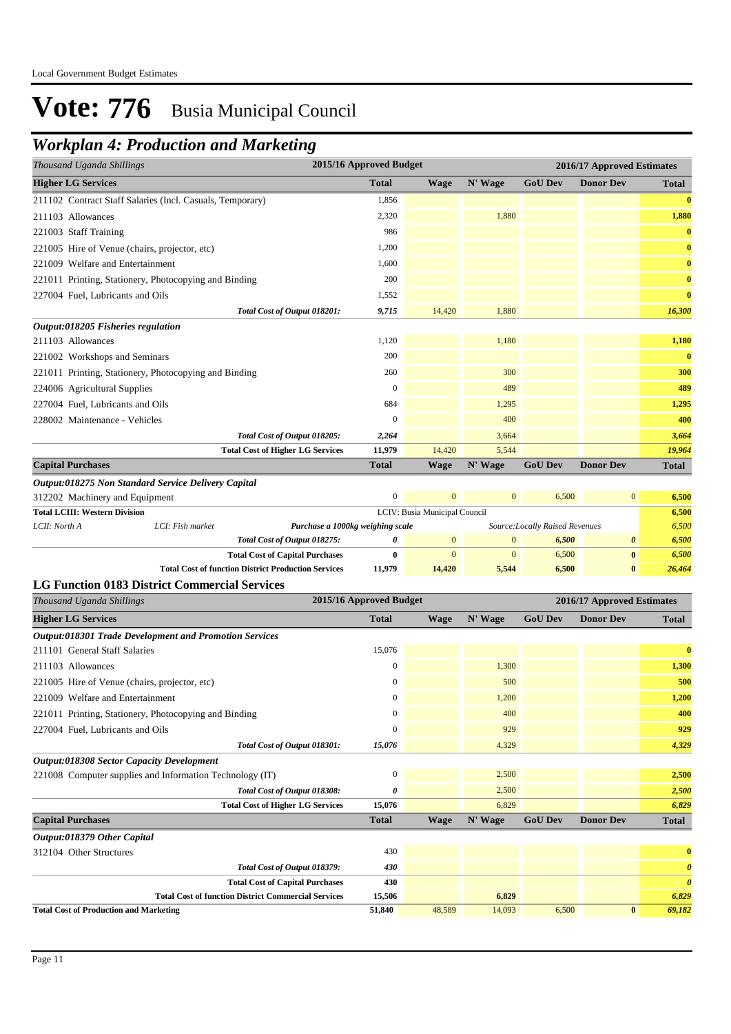Local Government Budget Estimates

# Vote: 776 Busia Municipal Council

## Workplan 4: Production and Marketing

| Thousand Uganda Shillings | 2015/16 Approved Budget | 2016/17 Approved Estimates | | | | |
|---|---|---|---|---|---|---|
| **Higher LG Services** | **Total** | **Wage** | **N' Wage** | **GoU Dev** | **Donor Dev** | **Total** |
| 211102 Contract Staff Salaries (Incl. Casuals, Temporary) | 1,856 | | | | | **0** |
| 211103 Allowances | 2,320 | | 1,880 | | | **1,880** |
| 221003 Staff Training | 986 | | | | | **0** |
| 221005 Hire of Venue (chairs, projector, etc) | 1,200 | | | | | **0** |
| 221009 Welfare and Entertainment | 1,600 | | | | | **0** |
| 221011 Printing, Stationery, Photocopying and Binding | 200 | | | | | **0** |
| 227004 Fuel, Lubricants and Oils | 1,552 | | | | | **0** |
| *Total Cost of Output 018201:* | *9,715* | 14,420 | 1,880 | | | *16,300* |
| ***Output:018205 Fisheries regulation*** | | | | | | |
| 211103 Allowances | 1,120 | | 1,180 | | | **1,180** |
| 221002 Workshops and Seminars | 200 | | | | | **0** |
| 221011 Printing, Stationery, Photocopying and Binding | 260 | | 300 | | | **300** |
| 224006 Agricultural Supplies | 0 | | 489 | | | **489** |
| 227004 Fuel, Lubricants and Oils | 684 | | 1,295 | | | **1,295** |
| 228002 Maintenance - Vehicles | 0 | | 400 | | | **400** |
| *Total Cost of Output 018205:* | *2,264* | | 3,664 | | | *3,664* |
| **Total Cost of Higher LG Services** | **11,979** | 14,420 | 5,544 | | | *19,964* |
| **Capital Purchases** | **Total** | **Wage** | **N' Wage** | **GoU Dev** | **Donor Dev** | **Total** |
| ***Output:018275 Non Standard Service Delivery Capital*** | | | | | | |
| 312202 Machinery and Equipment | 0 | 0 | 0 | 6,500 | 0 | **6,500** |
| **Total LCIII: Western Division** | | LCIV: Busia Municipal Council | | | | **6,500** |
| *LCII: North A* — *LCI: Fish market* — ***Purchase a 1000kg weighing scale*** | | | | *Source:Locally Raised Revenues* | | *6,500* |
| *Total Cost of Output 018275:* | *0* | 0 | 0 | *6,500* | *0* | *6,500* |
| **Total Cost of Capital Purchases** | **0** | 0 | 0 | 6,500 | **0** | *6,500* |
| **Total Cost of function District Production Services** | **11,979** | **14,420** | **5,544** | **6,500** | **0** | *26,464* |

### LG Function 0183 District Commercial Services

| Thousand Uganda Shillings | 2015/16 Approved Budget | 2016/17 Approved Estimates | | | | |
|---|---|---|---|---|---|---|
| **Higher LG Services** | **Total** | **Wage** | **N' Wage** | **GoU Dev** | **Donor Dev** | **Total** |
| ***Output:018301 Trade Development and Promotion Services*** | | | | | | |
| 211101 General Staff Salaries | 15,076 | | | | | **0** |
| 211103 Allowances | 0 | | 1,300 | | | **1,300** |
| 221005 Hire of Venue (chairs, projector, etc) | 0 | | 500 | | | **500** |
| 221009 Welfare and Entertainment | 0 | | 1,200 | | | **1,200** |
| 221011 Printing, Stationery, Photocopying and Binding | 0 | | 400 | | | **400** |
| 227004 Fuel, Lubricants and Oils | 0 | | 929 | | | **929** |
| *Total Cost of Output 018301:* | *15,076* | | 4,329 | | | *4,329* |
| ***Output:018308 Sector Capacity Development*** | | | | | | |
| 221008 Computer supplies and Information Technology (IT) | 0 | | 2,500 | | | **2,500** |
| *Total Cost of Output 018308:* | *0* | | 2,500 | | | *2,500* |
| **Total Cost of Higher LG Services** | **15,076** | | 6,829 | | | *6,829* |
| **Capital Purchases** | **Total** | **Wage** | **N' Wage** | **GoU Dev** | **Donor Dev** | **Total** |
| ***Output:018379 Other Capital*** | | | | | | |
| 312104 Other Structures | 430 | | | | | **0** |
| *Total Cost of Output 018379:* | *430* | | | | | *0* |
| **Total Cost of Capital Purchases** | **430** | | | | | *0* |
| **Total Cost of function District Commercial Services** | **15,506** | | **6,829** | | | *6,829* |
| **Total Cost of Production and Marketing** | **51,840** | 48,589 | 14,093 | 6,500 | **0** | *69,182* |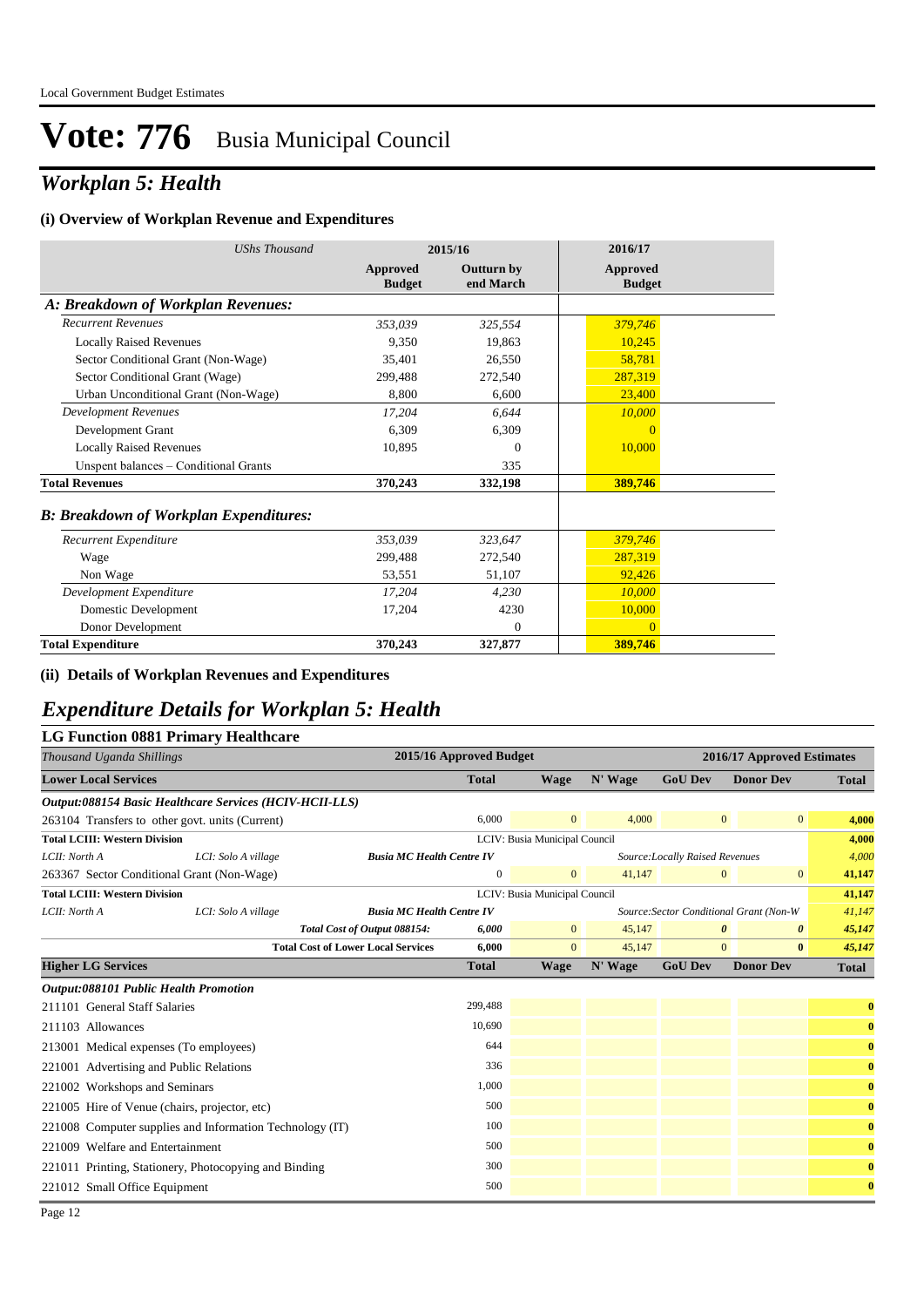# Vote: 776 Busia Municipal Council

## *Workplan 5: Health*

### (i) Overview of Workplan Revenue and Expenditures

| *UShs Thousand* | 2015/16 Approved Budget | 2015/16 Outturn by end March | 2016/17 Approved Budget |
|---|---|---|---|
| ***A: Breakdown of Workplan Revenues:*** | | | |
| *Recurrent Revenues* | *353,039* | *325,554* | *379,746* |
| Locally Raised Revenues | 9,350 | 19,863 | 10,245 |
| Sector Conditional Grant (Non-Wage) | 35,401 | 26,550 | 58,781 |
| Sector Conditional Grant (Wage) | 299,488 | 272,540 | 287,319 |
| Urban Unconditional Grant (Non-Wage) | 8,800 | 6,600 | 23,400 |
| *Development Revenues* | *17,204* | *6,644* | *10,000* |
| Development Grant | 6,309 | 6,309 | 0 |
| Locally Raised Revenues | 10,895 | 0 | 10,000 |
| Unspent balances – Conditional Grants | | 335 | |
| **Total Revenues** | **370,243** | **332,198** | **389,746** |
| ***B: Breakdown of Workplan Expenditures:*** | | | |
| *Recurrent Expenditure* | *353,039* | *323,647* | *379,746* |
| Wage | 299,488 | 272,540 | 287,319 |
| Non Wage | 53,551 | 51,107 | 92,426 |
| *Development Expenditure* | *17,204* | *4,230* | *10,000* |
| Domestic Development | 17,204 | 4230 | 10,000 |
| Donor Development | | 0 | 0 |
| **Total Expenditure** | **370,243** | **327,877** | **389,746** |

### (ii) Details of Workplan Revenues and Expenditures

## *Expenditure Details for Workplan 5: Health*

### LG Function 0881 Primary Healthcare

| *Thousand Uganda Shillings* | | | 2015/16 Approved Budget | 2016/17 Approved Estimates | | | | |
|---|---|---|---|---|---|---|---|---|
| **Lower Local Services** | | | **Total** | **Wage** | **N' Wage** | **GoU Dev** | **Donor Dev** | **Total** |
| ***Output:088154 Basic Healthcare Services (HCIV-HCII-LLS)*** | | | | | | | | |
| 263104 Transfers to other govt. units (Current) | | | 6,000 | 0 | 4,000 | 0 | 0 | **4,000** |
| **Total LCIII: Western Division** | | | LCIV: Busia Municipal Council | | | | | **4,000** |
| *LCII: North A* | *LCI: Solo A village* | ***Busia MC Health Centre IV*** | | | *Source:Locally Raised Revenues* | | | *4,000* |
| 263367 Sector Conditional Grant (Non-Wage) | | | 0 | 0 | 41,147 | 0 | 0 | **41,147** |
| **Total LCIII: Western Division** | | | LCIV: Busia Municipal Council | | | | | **41,147** |
| *LCII: North A* | *LCI: Solo A village* | ***Busia MC Health Centre IV*** | | | *Source:Sector Conditional Grant (Non-W* | | | *41,147* |
| | | ***Total Cost of Output 088154:*** | ***6,000*** | ***0*** | ***45,147*** | ***0*** | ***0*** | ***45,147*** |
| | | **Total Cost of Lower Local Services** | **6,000** | **0** | **45,147** | **0** | **0** | ***45,147*** |
| **Higher LG Services** | | | **Total** | **Wage** | **N' Wage** | **GoU Dev** | **Donor Dev** | **Total** |
| ***Output:088101 Public Health Promotion*** | | | | | | | | |
| 211101 General Staff Salaries | | | 299,488 | | | | | **0** |
| 211103 Allowances | | | 10,690 | | | | | **0** |
| 213001 Medical expenses (To employees) | | | 644 | | | | | **0** |
| 221001 Advertising and Public Relations | | | 336 | | | | | **0** |
| 221002 Workshops and Seminars | | | 1,000 | | | | | **0** |
| 221005 Hire of Venue (chairs, projector, etc) | | | 500 | | | | | **0** |
| 221008 Computer supplies and Information Technology (IT) | | | 100 | | | | | **0** |
| 221009 Welfare and Entertainment | | | 500 | | | | | **0** |
| 221011 Printing, Stationery, Photocopying and Binding | | | 300 | | | | | **0** |
| 221012 Small Office Equipment | | | 500 | | | | | **0** |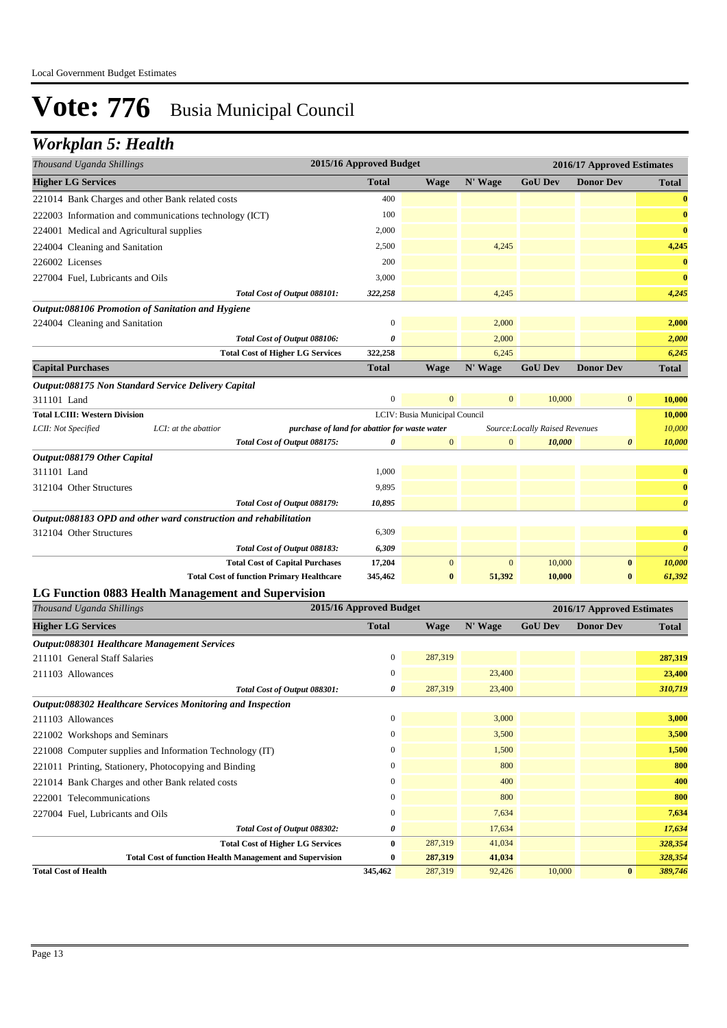# Vote: 776 Busia Municipal Council

## Workplan 5: Health

| Thousand Uganda Shillings | 2015/16 Approved Budget | 2016/17 Approved Estimates | | | | |
|---|---|---|---|---|---|---|
| **Higher LG Services** | **Total** | **Wage** | **N' Wage** | **GoU Dev** | **Donor Dev** | **Total** |
| 221014 Bank Charges and other Bank related costs | 400 | | | | | **0** |
| 222003 Information and communications technology (ICT) | 100 | | | | | **0** |
| 224001 Medical and Agricultural supplies | 2,000 | | | | | **0** |
| 224004 Cleaning and Sanitation | 2,500 | | 4,245 | | | **4,245** |
| 226002 Licenses | 200 | | | | | **0** |
| 227004 Fuel, Lubricants and Oils | 3,000 | | | | | **0** |
| *Total Cost of Output 088101:* | *322,258* | | 4,245 | | | *4,245* |
| ***Output:088106 Promotion of Sanitation and Hygiene*** | | | | | | |
| 224004 Cleaning and Sanitation | 0 | | 2,000 | | | **2,000** |
| *Total Cost of Output 088106:* | *0* | | 2,000 | | | *2,000* |
| **Total Cost of Higher LG Services** | **322,258** | | 6,245 | | | *6,245* |
| **Capital Purchases** | **Total** | **Wage** | **N' Wage** | **GoU Dev** | **Donor Dev** | **Total** |
| ***Output:088175 Non Standard Service Delivery Capital*** | | | | | | |
| 311101 Land | 0 | 0 | 0 | 10,000 | 0 | **10,000** |
| **Total LCIII: Western Division** | | LCIV: Busia Municipal Council | | | | **10,000** |
| *LCII: Not Specified* — *LCI: at the abattior* — ***purchase of land for abattior for waste water*** | | | *Source:Locally Raised Revenues* | | | *10,000* |
| *Total Cost of Output 088175:* | *0* | 0 | 0 | *10,000* | *0* | *10,000* |
| ***Output:088179 Other Capital*** | | | | | | |
| 311101 Land | 1,000 | | | | | **0** |
| 312104 Other Structures | 9,895 | | | | | **0** |
| *Total Cost of Output 088179:* | *10,895* | | | | | *0* |
| ***Output:088183 OPD and other ward construction and rehabilitation*** | | | | | | |
| 312104 Other Structures | 6,309 | | | | | **0** |
| *Total Cost of Output 088183:* | *6,309* | | | | | *0* |
| **Total Cost of Capital Purchases** | **17,204** | 0 | 0 | 10,000 | **0** | ***10,000*** |
| **Total Cost of function Primary Healthcare** | **345,462** | **0** | **51,392** | **10,000** | **0** | ***61,392*** |

### LG Function 0883 Health Management and Supervision

| Thousand Uganda Shillings | 2015/16 Approved Budget | 2016/17 Approved Estimates | | | | |
|---|---|---|---|---|---|---|
| **Higher LG Services** | **Total** | **Wage** | **N' Wage** | **GoU Dev** | **Donor Dev** | **Total** |
| ***Output:088301 Healthcare Management Services*** | | | | | | |
| 211101 General Staff Salaries | 0 | 287,319 | | | | **287,319** |
| 211103 Allowances | 0 | | 23,400 | | | **23,400** |
| *Total Cost of Output 088301:* | *0* | 287,319 | 23,400 | | | *310,719* |
| ***Output:088302 Healthcare Services Monitoring and Inspection*** | | | | | | |
| 211103 Allowances | 0 | | 3,000 | | | **3,000** |
| 221002 Workshops and Seminars | 0 | | 3,500 | | | **3,500** |
| 221008 Computer supplies and Information Technology (IT) | 0 | | 1,500 | | | **1,500** |
| 221011 Printing, Stationery, Photocopying and Binding | 0 | | 800 | | | **800** |
| 221014 Bank Charges and other Bank related costs | 0 | | 400 | | | **400** |
| 222001 Telecommunications | 0 | | 800 | | | **800** |
| 227004 Fuel, Lubricants and Oils | 0 | | 7,634 | | | **7,634** |
| *Total Cost of Output 088302:* | *0* | | 17,634 | | | *17,634* |
| **Total Cost of Higher LG Services** | **0** | 287,319 | 41,034 | | | *328,354* |
| **Total Cost of function Health Management and Supervision** | **0** | **287,319** | **41,034** | | | ***328,354*** |
| **Total Cost of Health** | **345,462** | 287,319 | 92,426 | 10,000 | **0** | ***389,746*** |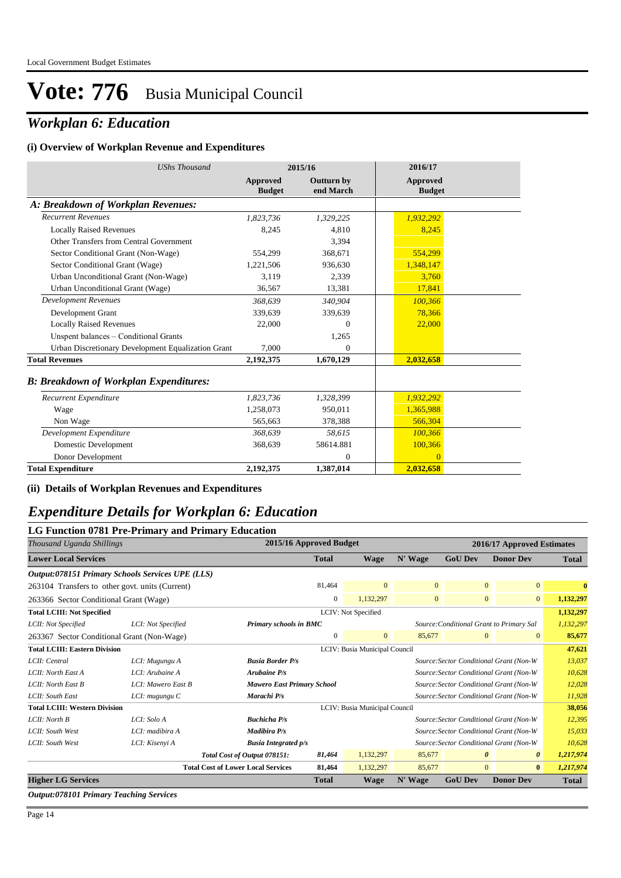Local Government Budget Estimates

# Vote: 776 Busia Municipal Council

## *Workplan 6: Education*

### (i) Overview of Workplan Revenue and Expenditures

| *UShs Thousand* | 2015/16 | | 2016/17 |
|---|---|---|---|
| | **Approved Budget** | **Outturn by end March** | **Approved Budget** |
| ***A: Breakdown of Workplan Revenues:*** | | | |
| *Recurrent Revenues* | *1,823,736* | *1,329,225* | *1,932,292* |
| Locally Raised Revenues | 8,245 | 4,810 | 8,245 |
| Other Transfers from Central Government | | 3,394 | |
| Sector Conditional Grant (Non-Wage) | 554,299 | 368,671 | 554,299 |
| Sector Conditional Grant (Wage) | 1,221,506 | 936,630 | 1,348,147 |
| Urban Unconditional Grant (Non-Wage) | 3,119 | 2,339 | 3,760 |
| Urban Unconditional Grant (Wage) | 36,567 | 13,381 | 17,841 |
| *Development Revenues* | *368,639* | *340,904* | *100,366* |
| Development Grant | 339,639 | 339,639 | 78,366 |
| Locally Raised Revenues | 22,000 | 0 | 22,000 |
| Unspent balances – Conditional Grants | | 1,265 | |
| Urban Discretionary Development Equalization Grant | 7,000 | 0 | |
| **Total Revenues** | **2,192,375** | **1,670,129** | **2,032,658** |
| ***B: Breakdown of Workplan Expenditures:*** | | | |
| *Recurrent Expenditure* | *1,823,736* | *1,328,399* | *1,932,292* |
| Wage | 1,258,073 | 950,011 | 1,365,988 |
| Non Wage | 565,663 | 378,388 | 566,304 |
| *Development Expenditure* | *368,639* | *58,615* | *100,366* |
| Domestic Development | 368,639 | 58614.881 | 100,366 |
| Donor Development | | 0 | 0 |
| **Total Expenditure** | **2,192,375** | **1,387,014** | **2,032,658** |

### (ii) Details of Workplan Revenues and Expenditures

## *Expenditure Details for Workplan 6: Education*

### LG Function 0781 Pre-Primary and Primary Education

| *Thousand Uganda Shillings* | | | 2015/16 Approved Budget | 2016/17 Approved Estimates | | | | |
|---|---|---|---|---|---|---|---|---|
| **Lower Local Services** | | | **Total** | **Wage** | **N' Wage** | **GoU Dev** | **Donor Dev** | **Total** |
| ***Output:078151 Primary Schools Services UPE (LLS)*** | | | | | | | | |
| 263104 Transfers to other govt. units (Current) | | | 81,464 | 0 | 0 | 0 | 0 | **0** |
| 263366 Sector Conditional Grant (Wage) | | | 0 | 1,132,297 | 0 | 0 | 0 | **1,132,297** |
| **Total LCIII: Not Specified** | | | LCIV: Not Specified | | | | | **1,132,297** |
| *LCII: Not Specified* | *LCI: Not Specified* | ***Primary schools in BMC*** | | | *Source:Conditional Grant to Primary Sal* | | | *1,132,297* |
| 263367 Sector Conditional Grant (Non-Wage) | | | 0 | 0 | 85,677 | 0 | 0 | **85,677** |
| **Total LCIII: Eastern Division** | | | LCIV: Busia Municipal Council | | | | | **47,621** |
| *LCII: Central* | *LCI: Mugungu A* | ***Busia Border P/s*** | | | *Source:Sector Conditional Grant (Non-W* | | | *13,037* |
| *LCII: North East A* | *LCI: Arubaine A* | ***Arubaine P/s*** | | | *Source:Sector Conditional Grant (Non-W* | | | *10,628* |
| *LCII: North East B* | *LCI: Mawero East B* | ***Mawero East Primary School*** | | | *Source:Sector Conditional Grant (Non-W* | | | *12,028* |
| *LCII: South East* | *LCI: mugungu C* | ***Marachi P/s*** | | | *Source:Sector Conditional Grant (Non-W* | | | *11,928* |
| **Total LCIII: Western Division** | | | LCIV: Busia Municipal Council | | | | | **38,056** |
| *LCII: North B* | *LCI: Solo A* | ***Buchicha P/s*** | | | *Source:Sector Conditional Grant (Non-W* | | | *12,395* |
| *LCII: South West* | *LCI: madibira A* | ***Madibira P/s*** | | | *Source:Sector Conditional Grant (Non-W* | | | *15,033* |
| *LCII: South West* | *LCI: Kisenyi A* | ***Busia Integrated p/s*** | | | *Source:Sector Conditional Grant (Non-W* | | | *10,628* |
| | | ***Total Cost of Output 078151:*** | ***81,464*** | 1,132,297 | 85,677 | ***0*** | ***0*** | ***1,217,974*** |
| | | **Total Cost of Lower Local Services** | **81,464** | 1,132,297 | 85,677 | 0 | **0** | ***1,217,974*** |
| **Higher LG Services** | | | **Total** | **Wage** | **N' Wage** | **GoU Dev** | **Donor Dev** | **Total** |
| ***Output:078101 Primary Teaching Services*** | | | | | | | | |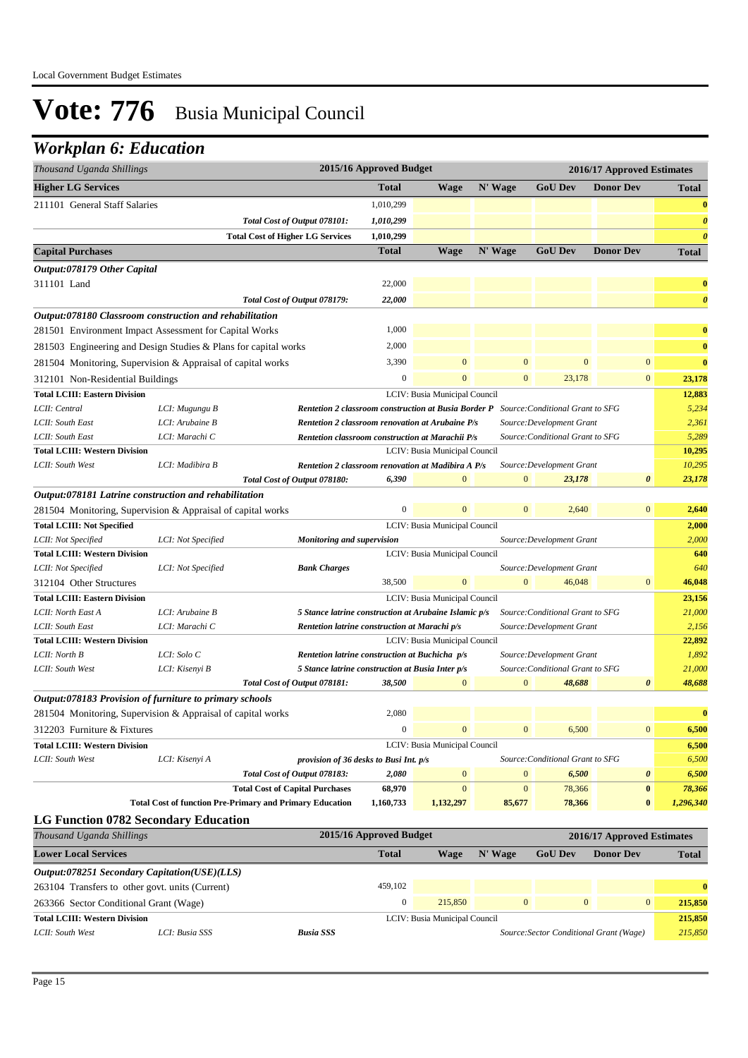Local Government Budget Estimates

# Vote: 776 Busia Municipal Council

## Workplan 6: Education

| Thousand Uganda Shillings | | | 2015/16 Approved Budget | 2016/17 Approved Estimates | | | | |
|---|---|---|---|---|---|---|---|---|
| **Higher LG Services** | | | **Total** | **Wage** | **N' Wage** | **GoU Dev** | **Donor Dev** | **Total** |
| 211101 General Staff Salaries | | | 1,010,299 | | | | | **0** |
| | | *Total Cost of Output 078101:* | *1,010,299* | | | | | ***0*** |
| | | **Total Cost of Higher LG Services** | **1,010,299** | | | | | ***0*** |
| **Capital Purchases** | | | **Total** | **Wage** | **N' Wage** | **GoU Dev** | **Donor Dev** | **Total** |
| ***Output:078179 Other Capital*** | | | | | | | | |
| 311101 Land | | | 22,000 | | | | | **0** |
| | | *Total Cost of Output 078179:* | *22,000* | | | | | ***0*** |
| ***Output:078180 Classroom construction and rehabilitation*** | | | | | | | | |
| 281501 Environment Impact Assessment for Capital Works | | | 1,000 | | | | | **0** |
| 281503 Engineering and Design Studies & Plans for capital works | | | 2,000 | | | | | **0** |
| 281504 Monitoring, Supervision & Appraisal of capital works | | | 3,390 | 0 | 0 | 0 | 0 | **0** |
| 312101 Non-Residential Buildings | | | 0 | 0 | 0 | 23,178 | 0 | **23,178** |
| **Total LCIII: Eastern Division** | | | LCIV: Busia Municipal Council | | | | | **12,883** |
| *LCII: Central* | *LCI: Mugungu B* | ***Rentetion 2 classroom construction at Busia Border P*** | | | | *Source:Conditional Grant to SFG* | | *5,234* |
| *LCII: South East* | *LCI: Arubaine B* | ***Rentetion 2 classroom renovation at Arubaine P/s*** | | | | *Source:Development Grant* | | *2,361* |
| *LCII: South East* | *LCI: Marachi C* | ***Rentetion classroom construction at Marachii P/s*** | | | | *Source:Conditional Grant to SFG* | | *5,289* |
| **Total LCIII: Western Division** | | | LCIV: Busia Municipal Council | | | | | **10,295** |
| *LCII: South West* | *LCI: Madibira B* | ***Rentetion 2 classroom renovation at Madibira A P/s*** | | | | *Source:Development Grant* | | *10,295* |
| | | *Total Cost of Output 078180:* | *6,390* | *0* | *0* | *23,178* | ***0*** | ***23,178*** |
| ***Output:078181 Latrine construction and rehabilitation*** | | | | | | | | |
| 281504 Monitoring, Supervision & Appraisal of capital works | | | 0 | 0 | 0 | 2,640 | 0 | **2,640** |
| **Total LCIII: Not Specified** | | | LCIV: Busia Municipal Council | | | | | **2,000** |
| *LCII: Not Specified* | *LCI: Not Specified* | ***Monitoring and supervision*** | | | | *Source:Development Grant* | | *2,000* |
| **Total LCIII: Western Division** | | | LCIV: Busia Municipal Council | | | | | **640** |
| *LCII: Not Specified* | *LCI: Not Specified* | ***Bank Charges*** | | | | *Source:Development Grant* | | *640* |
| 312104 Other Structures | | | 38,500 | 0 | 0 | 46,048 | 0 | **46,048** |
| **Total LCIII: Eastern Division** | | | LCIV: Busia Municipal Council | | | | | **23,156** |
| *LCII: North East A* | *LCI: Arubaine B* | ***5 Stance latrine construction at Arubaine Islamic p/s*** | | | | *Source:Conditional Grant to SFG* | | *21,000* |
| *LCII: South East* | *LCI: Marachi C* | ***Rentetion latrine construction at Marachi p/s*** | | | | *Source:Development Grant* | | *2,156* |
| **Total LCIII: Western Division** | | | LCIV: Busia Municipal Council | | | | | **22,892** |
| *LCII: North B* | *LCI: Solo C* | ***Rentetion latrine construction at Buchicha p/s*** | | | | *Source:Development Grant* | | *1,892* |
| *LCII: South West* | *LCI: Kisenyi B* | ***5 Stance latrine construction at Busia Inter p/s*** | | | | *Source:Conditional Grant to SFG* | | *21,000* |
| | | *Total Cost of Output 078181:* | *38,500* | *0* | *0* | *48,688* | ***0*** | ***48,688*** |
| ***Output:078183 Provision of furniture to primary schools*** | | | | | | | | |
| 281504 Monitoring, Supervision & Appraisal of capital works | | | 2,080 | | | | | **0** |
| 312203 Furniture & Fixtures | | | 0 | 0 | 0 | 6,500 | 0 | **6,500** |
| **Total LCIII: Western Division** | | | LCIV: Busia Municipal Council | | | | | **6,500** |
| *LCII: South West* | *LCI: Kisenyi A* | ***provision of 36 desks to Busi Int. p/s*** | | | | *Source:Conditional Grant to SFG* | | *6,500* |
| | | *Total Cost of Output 078183:* | *2,080* | *0* | *0* | *6,500* | ***0*** | ***6,500*** |
| | | **Total Cost of Capital Purchases** | **68,970** | **0** | **0** | **78,366** | **0** | ***78,366*** |
| | | **Total Cost of function Pre-Primary and Primary Education** | **1,160,733** | **1,132,297** | **85,677** | **78,366** | **0** | ***1,296,340*** |

### LG Function 0782 Secondary Education

| Thousand Uganda Shillings | | | 2015/16 Approved Budget | 2016/17 Approved Estimates | | | | |
|---|---|---|---|---|---|---|---|---|
| **Lower Local Services** | | | **Total** | **Wage** | **N' Wage** | **GoU Dev** | **Donor Dev** | **Total** |
| ***Output:078251 Secondary Capitation(USE)(LLS)*** | | | | | | | | |
| 263104 Transfers to other govt. units (Current) | | | 459,102 | | | | | **0** |
| 263366 Sector Conditional Grant (Wage) | | | 0 | 215,850 | 0 | 0 | 0 | **215,850** |
| **Total LCIII: Western Division** | | | LCIV: Busia Municipal Council | | | | | **215,850** |
| *LCII: South West* | *LCI: Busia SSS* | ***Busia SSS*** | | | | *Source:Sector Conditional Grant (Wage)* | | *215,850* |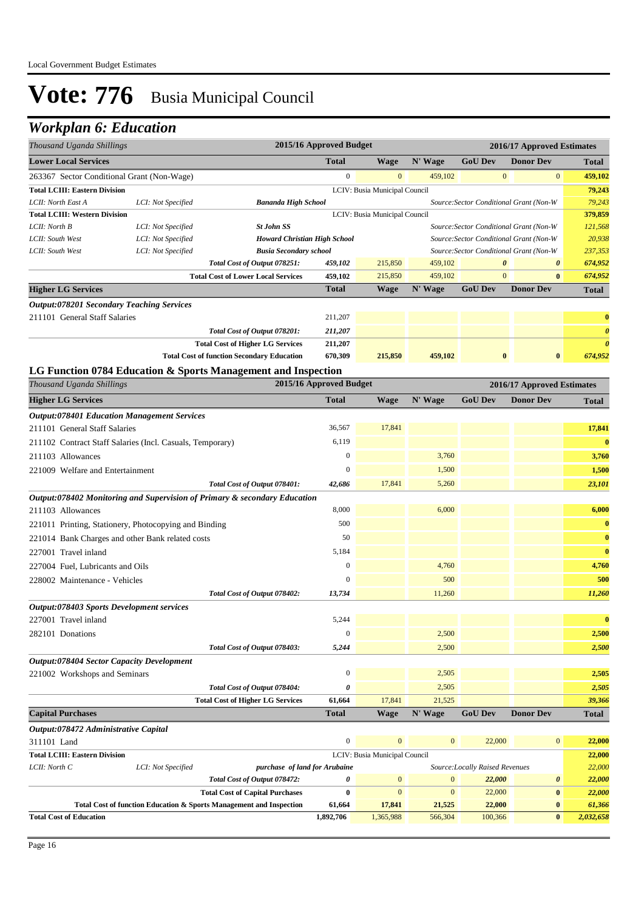# Vote: 776 Busia Municipal Council

## Workplan 6: Education

| Thousand Uganda Shillings | | | 2015/16 Approved Budget | 2016/17 Approved Estimates | | | | |
|---|---|---|---|---|---|---|---|---|
| **Lower Local Services** | | | **Total** | **Wage** | **N' Wage** | **GoU Dev** | **Donor Dev** | **Total** |
| 263367 Sector Conditional Grant (Non-Wage) | | | 0 | 0 | 459,102 | 0 | 0 | **459,102** |
| **Total LCIII: Eastern Division** | | | | LCIV: Busia Municipal Council | | | | **79,243** |
| *LCII: North East A* | *LCI: Not Specified* | ***Bananda High School*** | | | | *Source:Sector Conditional Grant (Non-W* | | *79,243* |
| **Total LCIII: Western Division** | | | | LCIV: Busia Municipal Council | | | | **379,859** |
| *LCII: North B* | *LCI: Not Specified* | ***St John SS*** | | | | *Source:Sector Conditional Grant (Non-W* | | *121,568* |
| *LCII: South West* | *LCI: Not Specified* | ***Howard Christian High School*** | | | | *Source:Sector Conditional Grant (Non-W* | | *20,938* |
| *LCII: South West* | *LCI: Not Specified* | ***Busia Secondary school*** | | | | *Source:Sector Conditional Grant (Non-W* | | *237,353* |
| | | ***Total Cost of Output 078251:*** | *459,102* | 215,850 | 459,102 | *0* | *0* | *674,952* |
| | | **Total Cost of Lower Local Services** | **459,102** | 215,850 | 459,102 | 0 | **0** | ***674,952*** |
| **Higher LG Services** | | | **Total** | **Wage** | **N' Wage** | **GoU Dev** | **Donor Dev** | **Total** |
| ***Output:078201 Secondary Teaching Services*** | | | | | | | | |
| 211101 General Staff Salaries | | | 211,207 | | | | | **0** |
| | | ***Total Cost of Output 078201:*** | *211,207* | | | | | *0* |
| | | **Total Cost of Higher LG Services** | **211,207** | | | | | *0* |
| | | **Total Cost of function Secondary Education** | **670,309** | **215,850** | **459,102** | **0** | **0** | ***674,952*** |

### LG Function 0784 Education & Sports Management and Inspection

| Thousand Uganda Shillings | | | 2015/16 Approved Budget | 2016/17 Approved Estimates | | | | |
|---|---|---|---|---|---|---|---|---|
| **Higher LG Services** | | | **Total** | **Wage** | **N' Wage** | **GoU Dev** | **Donor Dev** | **Total** |
| ***Output:078401 Education Management Services*** | | | | | | | | |
| 211101 General Staff Salaries | | | 36,567 | 17,841 | | | | **17,841** |
| 211102 Contract Staff Salaries (Incl. Casuals, Temporary) | | | 6,119 | | | | | **0** |
| 211103 Allowances | | | 0 | | 3,760 | | | **3,760** |
| 221009 Welfare and Entertainment | | | 0 | | 1,500 | | | **1,500** |
| | | ***Total Cost of Output 078401:*** | *42,686* | 17,841 | 5,260 | | | ***23,101*** |
| ***Output:078402 Monitoring and Supervision of Primary & secondary Education*** | | | | | | | | |
| 211103 Allowances | | | 8,000 | | 6,000 | | | **6,000** |
| 221011 Printing, Stationery, Photocopying and Binding | | | 500 | | | | | **0** |
| 221014 Bank Charges and other Bank related costs | | | 50 | | | | | **0** |
| 227001 Travel inland | | | 5,184 | | | | | **0** |
| 227004 Fuel, Lubricants and Oils | | | 0 | | 4,760 | | | **4,760** |
| 228002 Maintenance - Vehicles | | | 0 | | 500 | | | **500** |
| | | ***Total Cost of Output 078402:*** | *13,734* | | 11,260 | | | ***11,260*** |
| ***Output:078403 Sports Development services*** | | | | | | | | |
| 227001 Travel inland | | | 5,244 | | | | | **0** |
| 282101 Donations | | | 0 | | 2,500 | | | **2,500** |
| | | ***Total Cost of Output 078403:*** | *5,244* | | 2,500 | | | ***2,500*** |
| ***Output:078404 Sector Capacity Development*** | | | | | | | | |
| 221002 Workshops and Seminars | | | 0 | | 2,505 | | | **2,505** |
| | | ***Total Cost of Output 078404:*** | *0* | | 2,505 | | | ***2,505*** |
| | | **Total Cost of Higher LG Services** | **61,664** | 17,841 | 21,525 | | | ***39,366*** |
| **Capital Purchases** | | | **Total** | **Wage** | **N' Wage** | **GoU Dev** | **Donor Dev** | **Total** |
| ***Output:078472 Administrative Capital*** | | | | | | | | |
| 311101 Land | | | 0 | 0 | 0 | 22,000 | 0 | **22,000** |
| **Total LCIII: Eastern Division** | | | | LCIV: Busia Municipal Council | | | | **22,000** |
| *LCII: North C* | *LCI: Not Specified* | ***purchase of land for Arubaine*** | | | | *Source:Locally Raised Revenues* | | *22,000* |
| | | ***Total Cost of Output 078472:*** | *0* | 0 | 0 | *22,000* | *0* | *22,000* |
| | | **Total Cost of Capital Purchases** | **0** | 0 | 0 | 22,000 | **0** | ***22,000*** |
| | | **Total Cost of function Education & Sports Management and Inspection** | **61,664** | **17,841** | **21,525** | **22,000** | **0** | ***61,366*** |
| **Total Cost of Education** | | | **1,892,706** | 1,365,988 | 566,304 | 100,366 | **0** | ***2,032,658*** |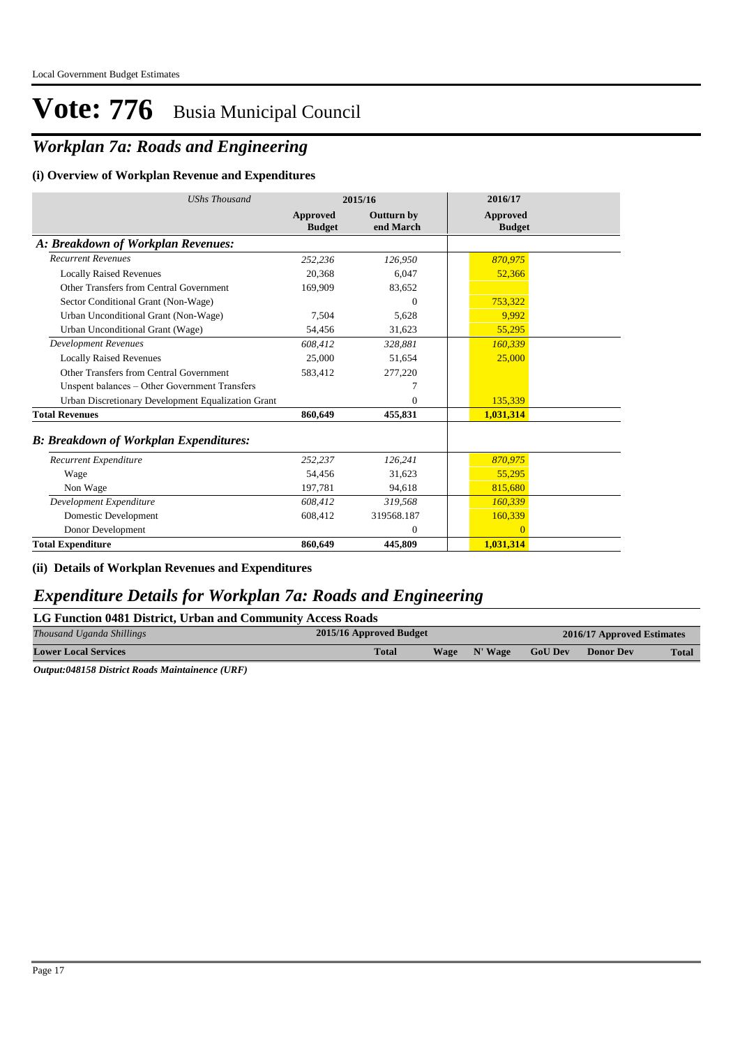# Vote: 776 Busia Municipal Council

## *Workplan 7a: Roads and Engineering*

### (i) Overview of Workplan Revenue and Expenditures

| *UShs Thousand* | 2015/16 | | 2016/17 |
|---|---|---|---|
| | **Approved Budget** | **Outturn by end March** | **Approved Budget** |
| ***A: Breakdown of Workplan Revenues:*** | | | |
| *Recurrent Revenues* | *252,236* | *126,950* | *870,975* |
| Locally Raised Revenues | 20,368 | 6,047 | 52,366 |
| Other Transfers from Central Government | 169,909 | 83,652 | |
| Sector Conditional Grant (Non-Wage) | | 0 | 753,322 |
| Urban Unconditional Grant (Non-Wage) | 7,504 | 5,628 | 9,992 |
| Urban Unconditional Grant (Wage) | 54,456 | 31,623 | 55,295 |
| *Development Revenues* | *608,412* | *328,881* | *160,339* |
| Locally Raised Revenues | 25,000 | 51,654 | 25,000 |
| Other Transfers from Central Government | 583,412 | 277,220 | |
| Unspent balances – Other Government Transfers | | 7 | |
| Urban Discretionary Development Equalization Grant | | 0 | 135,339 |
| **Total Revenues** | **860,649** | **455,831** | **1,031,314** |
| ***B: Breakdown of Workplan Expenditures:*** | | | |
| *Recurrent Expenditure* | *252,237* | *126,241* | *870,975* |
| Wage | 54,456 | 31,623 | 55,295 |
| Non Wage | 197,781 | 94,618 | 815,680 |
| *Development Expenditure* | *608,412* | *319,568* | *160,339* |
| Domestic Development | 608,412 | 319568.187 | 160,339 |
| Donor Development | | 0 | 0 |
| **Total Expenditure** | **860,649** | **445,809** | **1,031,314** |

### (ii) Details of Workplan Revenues and Expenditures

## *Expenditure Details for Workplan 7a: Roads and Engineering*

**LG Function 0481 District, Urban and Community Access Roads**

| *Thousand Uganda Shillings* | 2015/16 Approved Budget | 2016/17 Approved Estimates | | | | |
|---|---|---|---|---|---|---|
| **Lower Local Services** | **Total** | **Wage** | **N' Wage** | **GoU Dev** | **Donor Dev** | **Total** |

***Output:048158 District Roads Maintainance (URF)***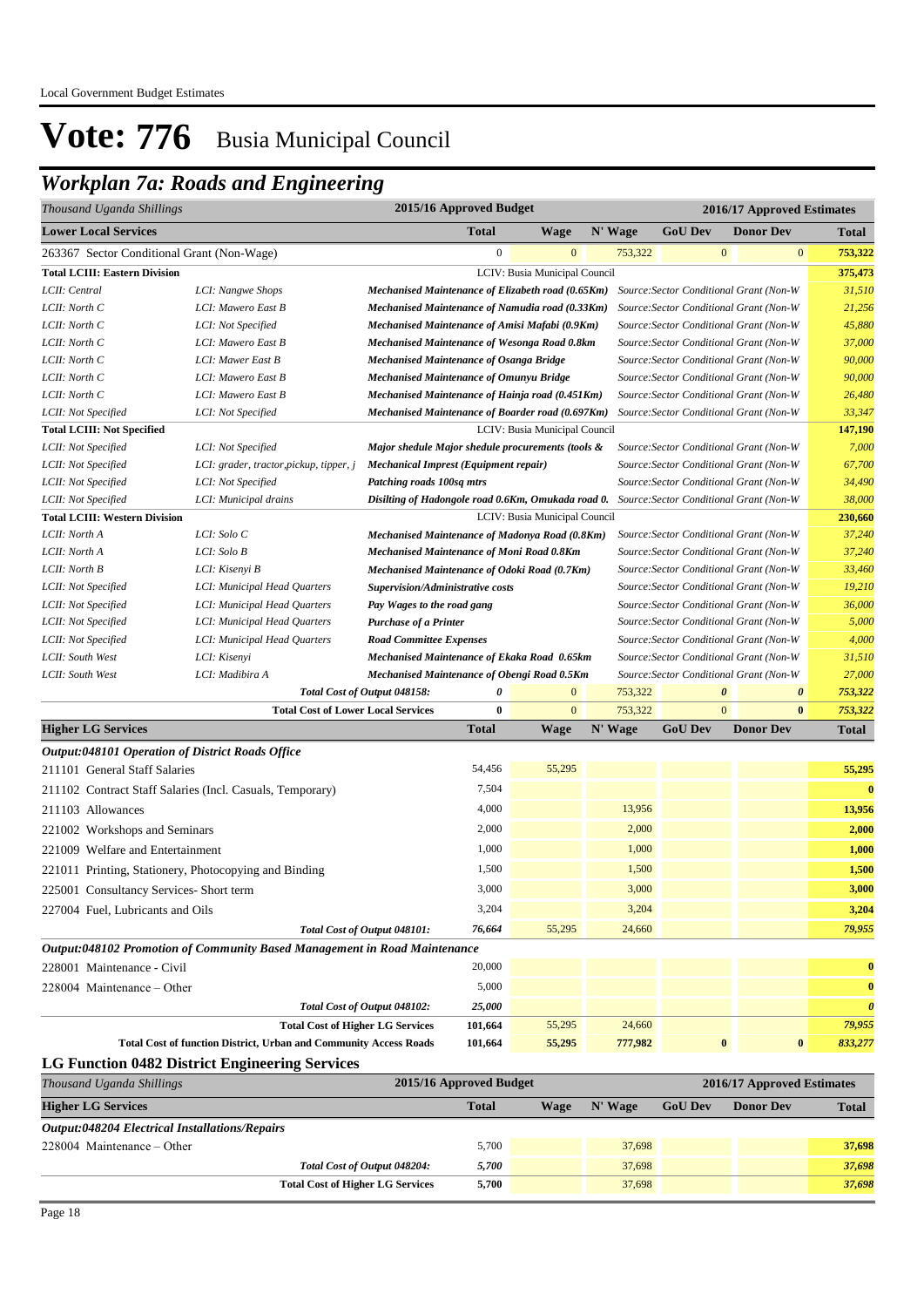# Vote: 776 Busia Municipal Council

## Workplan 7a: Roads and Engineering

| Thousand Uganda Shillings | | | 2015/16 Approved Budget | | 2016/17 Approved Estimates | | | |
|---|---|---|---|---|---|---|---|---|
| **Lower Local Services** | | | **Total** | **Wage** | **N' Wage** | **GoU Dev** | **Donor Dev** | **Total** |
| 263367 Sector Conditional Grant (Non-Wage) | | | 0 | 0 | 753,322 | 0 | 0 | 753,322 |
| **Total LCIII: Eastern Division** | | | LCIV: Busia Municipal Council | | | | | 375,473 |
| LCII: Central | LCI: Nangwe Shops | Mechanised Maintenance of Elizabeth road (0.65Km) | Source:Sector Conditional Grant (Non-W | | | | | 31,510 |
| LCII: North C | LCI: Mawero East B | Mechanised Maintenance of Namudia road (0.33Km) | Source:Sector Conditional Grant (Non-W | | | | | 21,256 |
| LCII: North C | LCI: Not Specified | Mechanised Maintenance of Amisi Mafabi (0.9Km) | Source:Sector Conditional Grant (Non-W | | | | | 45,880 |
| LCII: North C | LCI: Mawero East B | Mechanised Maintenance of Wesonga Road 0.8km | Source:Sector Conditional Grant (Non-W | | | | | 37,000 |
| LCII: North C | LCI: Mawer East B | Mechanised Maintenance of Osanga Bridge | Source:Sector Conditional Grant (Non-W | | | | | 90,000 |
| LCII: North C | LCI: Mawero East B | Mechanised Maintenance of Omunyu Bridge | Source:Sector Conditional Grant (Non-W | | | | | 90,000 |
| LCII: North C | LCI: Mawero East B | Mechanised Maintenance of Hainja road (0.451Km) | Source:Sector Conditional Grant (Non-W | | | | | 26,480 |
| LCII: Not Specified | LCI: Not Specified | Mechanised Maintenance of Boarder road (0.697Km) | Source:Sector Conditional Grant (Non-W | | | | | 33,347 |
| **Total LCIII: Not Specified** | | | LCIV: Busia Municipal Council | | | | | 147,190 |
| LCII: Not Specified | LCI: Not Specified | Major shedule Major shedule procurements (tools & | Source:Sector Conditional Grant (Non-W | | | | | 7,000 |
| LCII: Not Specified | LCI: grader, tractor,pickup, tipper, j | Mechanical Imprest (Equipment repair) | Source:Sector Conditional Grant (Non-W | | | | | 67,700 |
| LCII: Not Specified | LCI: Not Specified | Patching roads 100sq mtrs | Source:Sector Conditional Grant (Non-W | | | | | 34,490 |
| LCII: Not Specified | LCI: Municipal drains | Disilting of Hadongole road 0.6Km, Omukada road 0. | Source:Sector Conditional Grant (Non-W | | | | | 38,000 |
| **Total LCIII: Western Division** | | | LCIV: Busia Municipal Council | | | | | 230,660 |
| LCII: North A | LCI: Solo C | Mechanised Maintenance of Madonya Road (0.8Km) | Source:Sector Conditional Grant (Non-W | | | | | 37,240 |
| LCII: North A | LCI: Solo B | Mechanised Maintenance of Moni Road 0.8Km | Source:Sector Conditional Grant (Non-W | | | | | 37,240 |
| LCII: North B | LCI: Kisenyi B | Mechanised Maintenance of Odoki Road (0.7Km) | Source:Sector Conditional Grant (Non-W | | | | | 33,460 |
| LCII: Not Specified | LCI: Municipal Head Quarters | Supervision/Administrative costs | Source:Sector Conditional Grant (Non-W | | | | | 19,210 |
| LCII: Not Specified | LCI: Municipal Head Quarters | Pay Wages to the road gang | Source:Sector Conditional Grant (Non-W | | | | | 36,000 |
| LCII: Not Specified | LCI: Municipal Head Quarters | Purchase of a Printer | Source:Sector Conditional Grant (Non-W | | | | | 5,000 |
| LCII: Not Specified | LCI: Municipal Head Quarters | Road Committee Expenses | Source:Sector Conditional Grant (Non-W | | | | | 4,000 |
| LCII: South West | LCI: Kisenyi | Mechanised Maintenance of Ekaka Road 0.65km | Source:Sector Conditional Grant (Non-W | | | | | 31,510 |
| LCII: South West | LCI: Madibira A | Mechanised Maintenance of Obengi Road 0.5Km | Source:Sector Conditional Grant (Non-W | | | | | 27,000 |
| | | *Total Cost of Output 048158:* | *0* | 0 | 753,322 | *0* | *0* | *753,322* |
| | | **Total Cost of Lower Local Services** | **0** | 0 | 753,322 | 0 | **0** | *753,322* |
| **Higher LG Services** | | | **Total** | **Wage** | **N' Wage** | **GoU Dev** | **Donor Dev** | **Total** |
| ***Output:048101 Operation of District Roads Office*** | | | | | | | | |
| 211101 General Staff Salaries | | | 54,456 | 55,295 | | | | 55,295 |
| 211102 Contract Staff Salaries (Incl. Casuals, Temporary) | | | 7,504 | | | | | 0 |
| 211103 Allowances | | | 4,000 | | 13,956 | | | 13,956 |
| 221002 Workshops and Seminars | | | 2,000 | | 2,000 | | | 2,000 |
| 221009 Welfare and Entertainment | | | 1,000 | | 1,000 | | | 1,000 |
| 221011 Printing, Stationery, Photocopying and Binding | | | 1,500 | | 1,500 | | | 1,500 |
| 225001 Consultancy Services- Short term | | | 3,000 | | 3,000 | | | 3,000 |
| 227004 Fuel, Lubricants and Oils | | | 3,204 | | 3,204 | | | 3,204 |
| | | *Total Cost of Output 048101:* | *76,664* | 55,295 | 24,660 | | | *79,955* |
| ***Output:048102 Promotion of Community Based Management in Road Maintenance*** | | | | | | | | |
| 228001 Maintenance - Civil | | | 20,000 | | | | | 0 |
| 228004 Maintenance – Other | | | 5,000 | | | | | 0 |
| | | *Total Cost of Output 048102:* | *25,000* | | | | | *0* |
| | | **Total Cost of Higher LG Services** | **101,664** | 55,295 | 24,660 | | | *79,955* |
| | | **Total Cost of function District, Urban and Community Access Roads** | **101,664** | **55,295** | **777,982** | **0** | **0** | *833,277* |

### LG Function 0482 District Engineering Services

| Thousand Uganda Shillings | 2015/16 Approved Budget | 2016/17 Approved Estimates | | | | |
|---|---|---|---|---|---|---|
| **Higher LG Services** | **Total** | **Wage** | **N' Wage** | **GoU Dev** | **Donor Dev** | **Total** |
| ***Output:048204 Electrical Installations/Repairs*** | | | | | | |
| 228004 Maintenance – Other | 5,700 | | 37,698 | | | 37,698 |
| *Total Cost of Output 048204:* | *5,700* | | 37,698 | | | *37,698* |
| **Total Cost of Higher LG Services** | **5,700** | | 37,698 | | | *37,698* |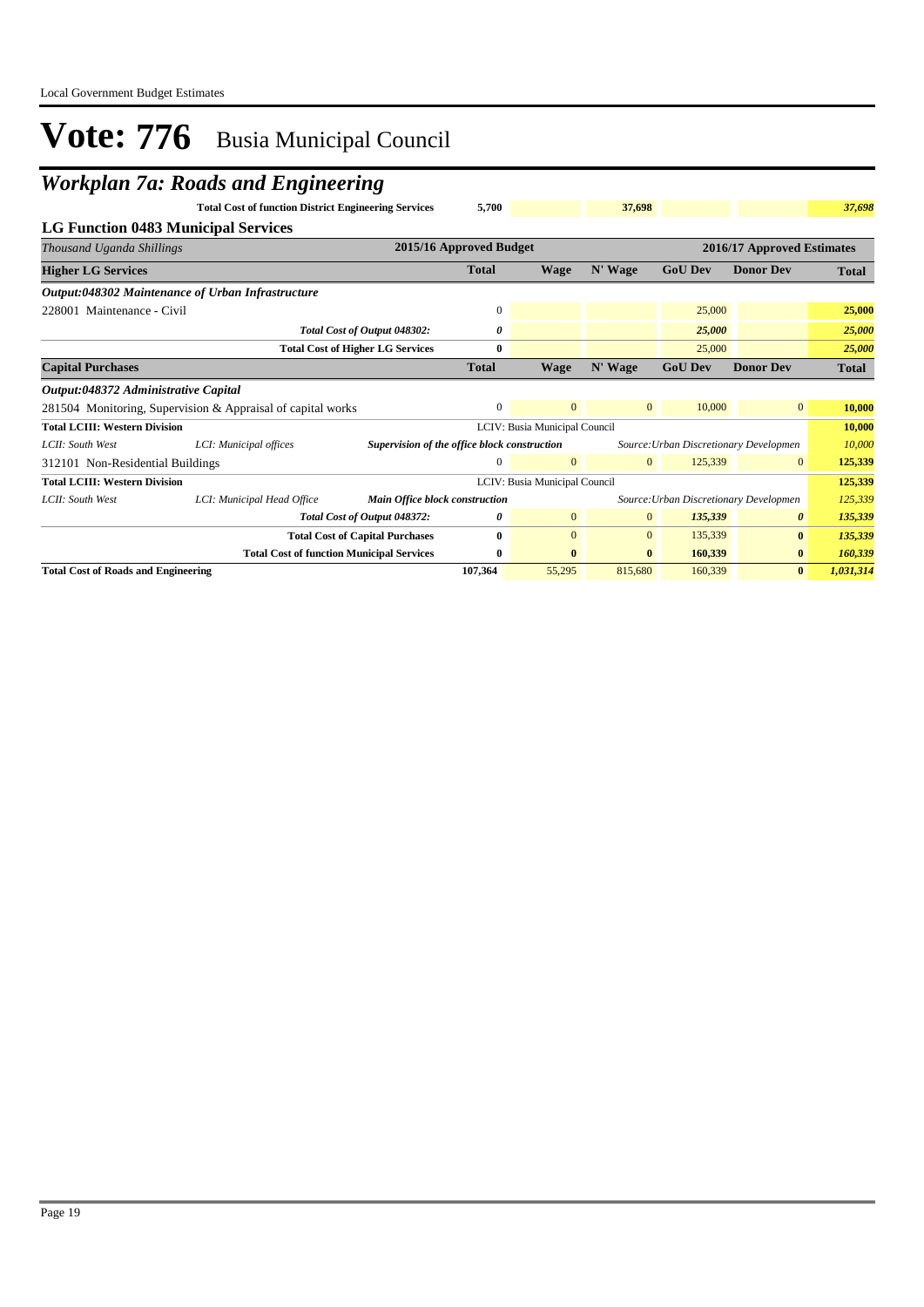# Vote: 776 Busia Municipal Council

## Workplan 7a: Roads and Engineering

| | | 2015/16 Approved Budget | | | | | |
|---|---|---|---|---|---|---|---|
| **Total Cost of function District Engineering Services** | | 5,700 | | 37,698 | | | 37,698 |

### LG Function 0483 Municipal Services

| *Thousand Uganda Shillings* | | | 2015/16 Approved Budget | 2016/17 Approved Estimates | | | | |
|---|---|---|---|---|---|---|---|---|
| **Higher LG Services** | | | **Total** | **Wage** | **N' Wage** | **GoU Dev** | **Donor Dev** | **Total** |
| ***Output:048302 Maintenance of Urban Infrastructure*** | | | | | | | | |
| 228001 Maintenance - Civil | | | 0 | | | 25,000 | | 25,000 |
| | | *Total Cost of Output 048302:* | *0* | | | *25,000* | | *25,000* |
| | | **Total Cost of Higher LG Services** | **0** | | | 25,000 | | *25,000* |
| **Capital Purchases** | | | **Total** | **Wage** | **N' Wage** | **GoU Dev** | **Donor Dev** | **Total** |
| ***Output:048372 Administrative Capital*** | | | | | | | | |
| 281504 Monitoring, Supervision & Appraisal of capital works | | | 0 | 0 | 0 | 10,000 | 0 | **10,000** |
| **Total LCIII: Western Division** | | | LCIV: Busia Municipal Council | | | | | **10,000** |
| *LCII: South West* | *LCI: Municipal offices* | ***Supervision of the office block construction*** | | | *Source:Urban Discretionary Developmen* | | | *10,000* |
| 312101 Non-Residential Buildings | | | 0 | 0 | 0 | 125,339 | 0 | **125,339** |
| **Total LCIII: Western Division** | | | LCIV: Busia Municipal Council | | | | | **125,339** |
| *LCII: South West* | *LCI: Municipal Head Office* | ***Main Office block construction*** | | | *Source:Urban Discretionary Developmen* | | | *125,339* |
| | | *Total Cost of Output 048372:* | *0* | 0 | 0 | *135,339* | *0* | *135,339* |
| | | **Total Cost of Capital Purchases** | **0** | 0 | 0 | 135,339 | **0** | *135,339* |
| | | **Total Cost of function Municipal Services** | **0** | **0** | **0** | **160,339** | **0** | ***160,339*** |
| **Total Cost of Roads and Engineering** | | | **107,364** | 55,295 | 815,680 | 160,339 | **0** | ***1,031,314*** |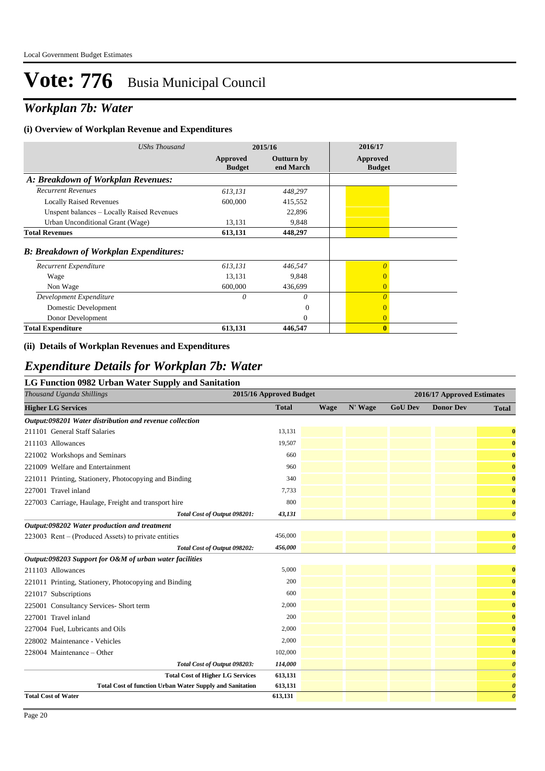Local Government Budget Estimates

# Vote: 776 Busia Municipal Council

## *Workplan 7b: Water*

### (i) Overview of Workplan Revenue and Expenditures

| *UShs Thousand* | 2015/16 | | 2016/17 |
|---|---|---|---|
| | **Approved Budget** | **Outturn by end March** | **Approved Budget** |
| ***A: Breakdown of Workplan Revenues:*** | | | |
| *Recurrent Revenues* | *613,131* | *448,297* | |
| Locally Raised Revenues | 600,000 | 415,552 | |
| Unspent balances – Locally Raised Revenues | | 22,896 | |
| Urban Unconditional Grant (Wage) | 13,131 | 9,848 | |
| **Total Revenues** | **613,131** | **448,297** | |
| ***B: Breakdown of Workplan Expenditures:*** | | | |
| *Recurrent Expenditure* | *613,131* | *446,547* | *0* |
| Wage | 13,131 | 9,848 | 0 |
| Non Wage | 600,000 | 436,699 | 0 |
| *Development Expenditure* | *0* | *0* | *0* |
| Domestic Development | | 0 | 0 |
| Donor Development | | 0 | 0 |
| **Total Expenditure** | **613,131** | **446,547** | **0** |

### (ii) Details of Workplan Revenues and Expenditures

## *Expenditure Details for Workplan 7b: Water*

### LG Function 0982 Urban Water Supply and Sanitation

| *Thousand Uganda Shillings* | 2015/16 Approved Budget | 2016/17 Approved Estimates | | | | |
|---|---|---|---|---|---|---|
| **Higher LG Services** | **Total** | **Wage** | **N' Wage** | **GoU Dev** | **Donor Dev** | **Total** |
| ***Output:098201 Water distribution and revenue collection*** | | | | | | |
| 211101 General Staff Salaries | 13,131 | | | | | **0** |
| 211103 Allowances | 19,507 | | | | | **0** |
| 221002 Workshops and Seminars | 660 | | | | | **0** |
| 221009 Welfare and Entertainment | 960 | | | | | **0** |
| 221011 Printing, Stationery, Photocopying and Binding | 340 | | | | | **0** |
| 227001 Travel inland | 7,733 | | | | | **0** |
| 227003 Carriage, Haulage, Freight and transport hire | 800 | | | | | **0** |
| ***Total Cost of Output 098201:*** | ***43,131*** | | | | | ***0*** |
| ***Output:098202 Water production and treatment*** | | | | | | |
| 223003 Rent – (Produced Assets) to private entities | 456,000 | | | | | **0** |
| ***Total Cost of Output 098202:*** | ***456,000*** | | | | | ***0*** |
| ***Output:098203 Support for O&M of urban water facilities*** | | | | | | |
| 211103 Allowances | 5,000 | | | | | **0** |
| 221011 Printing, Stationery, Photocopying and Binding | 200 | | | | | **0** |
| 221017 Subscriptions | 600 | | | | | **0** |
| 225001 Consultancy Services- Short term | 2,000 | | | | | **0** |
| 227001 Travel inland | 200 | | | | | **0** |
| 227004 Fuel, Lubricants and Oils | 2,000 | | | | | **0** |
| 228002 Maintenance - Vehicles | 2,000 | | | | | **0** |
| 228004 Maintenance – Other | 102,000 | | | | | **0** |
| ***Total Cost of Output 098203:*** | ***114,000*** | | | | | ***0*** |
| **Total Cost of Higher LG Services** | **613,131** | | | | | ***0*** |
| **Total Cost of function Urban Water Supply and Sanitation** | **613,131** | | | | | ***0*** |
| **Total Cost of Water** | **613,131** | | | | | ***0*** |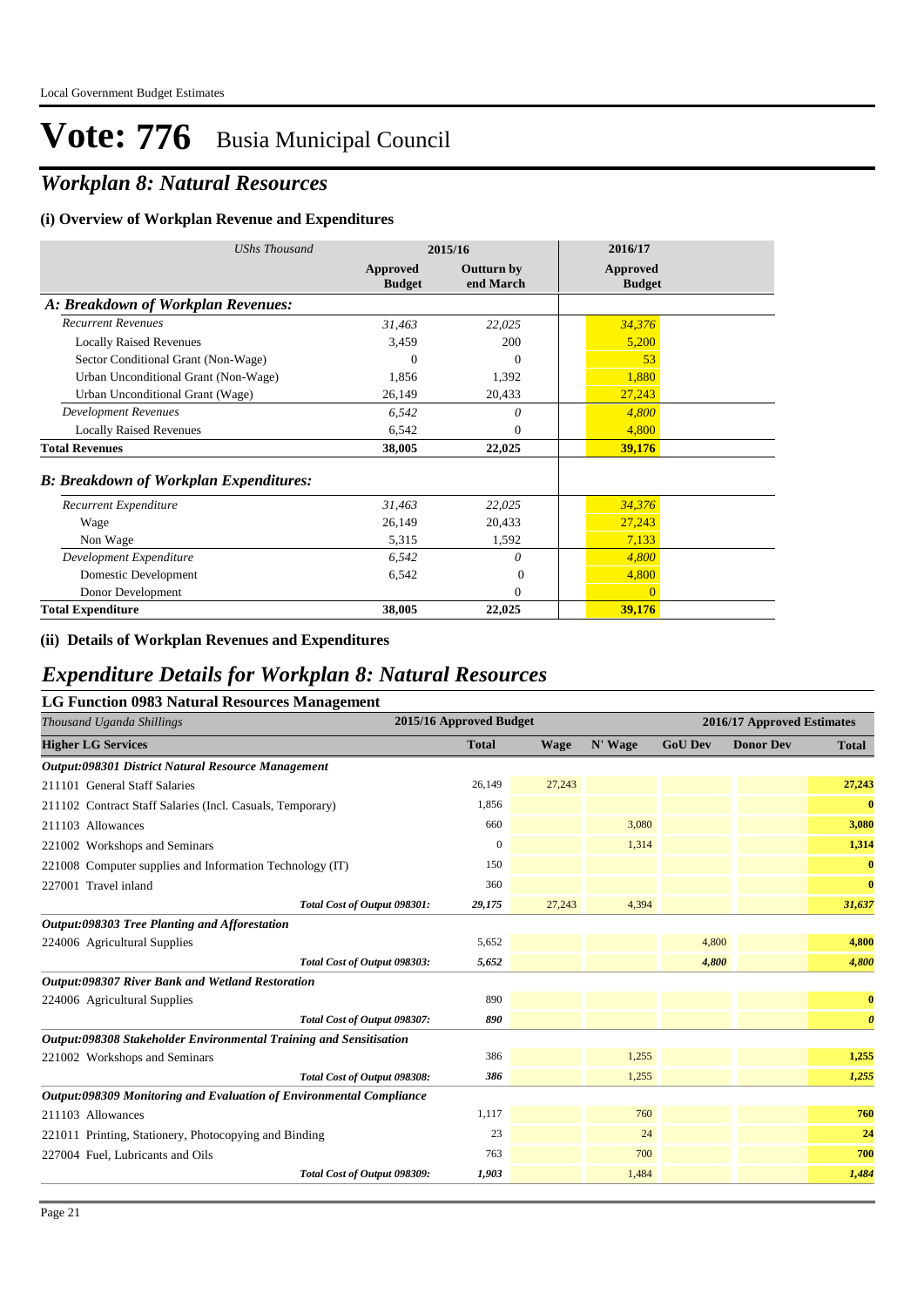# Vote: 776 Busia Municipal Council

## *Workplan 8: Natural Resources*

### (i) Overview of Workplan Revenue and Expenditures

| *UShs Thousand* | 2015/16 Approved Budget | 2015/16 Outturn by end March | 2016/17 Approved Budget |
|---|---|---|---|
| ***A: Breakdown of Workplan Revenues:*** | | | |
| *Recurrent Revenues* | *31,463* | *22,025* | *34,376* |
| Locally Raised Revenues | 3,459 | 200 | 5,200 |
| Sector Conditional Grant (Non-Wage) | 0 | 0 | 53 |
| Urban Unconditional Grant (Non-Wage) | 1,856 | 1,392 | 1,880 |
| Urban Unconditional Grant (Wage) | 26,149 | 20,433 | 27,243 |
| *Development Revenues* | *6,542* | *0* | *4,800* |
| Locally Raised Revenues | 6,542 | 0 | 4,800 |
| **Total Revenues** | **38,005** | **22,025** | **39,176** |
| ***B: Breakdown of Workplan Expenditures:*** | | | |
| *Recurrent Expenditure* | *31,463* | *22,025* | *34,376* |
| Wage | 26,149 | 20,433 | 27,243 |
| Non Wage | 5,315 | 1,592 | 7,133 |
| *Development Expenditure* | *6,542* | *0* | *4,800* |
| Domestic Development | 6,542 | 0 | 4,800 |
| Donor Development | | 0 | 0 |
| **Total Expenditure** | **38,005** | **22,025** | **39,176** |

### (ii) Details of Workplan Revenues and Expenditures

## *Expenditure Details for Workplan 8: Natural Resources*

### LG Function 0983 Natural Resources Management

| *Thousand Uganda Shillings* | 2015/16 Approved Budget | 2016/17 Approved Estimates | | | | |
|---|---|---|---|---|---|---|
| **Higher LG Services** | **Total** | **Wage** | **N' Wage** | **GoU Dev** | **Donor Dev** | **Total** |
| ***Output:098301 District Natural Resource Management*** | | | | | | |
| 211101 General Staff Salaries | 26,149 | 27,243 | | | | **27,243** |
| 211102 Contract Staff Salaries (Incl. Casuals, Temporary) | 1,856 | | | | | **0** |
| 211103 Allowances | 660 | | 3,080 | | | **3,080** |
| 221002 Workshops and Seminars | 0 | | 1,314 | | | **1,314** |
| 221008 Computer supplies and Information Technology (IT) | 150 | | | | | **0** |
| 227001 Travel inland | 360 | | | | | **0** |
| *Total Cost of Output 098301:* | ***29,175*** | 27,243 | 4,394 | | | ***31,637*** |
| ***Output:098303 Tree Planting and Afforestation*** | | | | | | |
| 224006 Agricultural Supplies | 5,652 | | | 4,800 | | **4,800** |
| *Total Cost of Output 098303:* | ***5,652*** | | | ***4,800*** | | ***4,800*** |
| ***Output:098307 River Bank and Wetland Restoration*** | | | | | | |
| 224006 Agricultural Supplies | 890 | | | | | **0** |
| *Total Cost of Output 098307:* | ***890*** | | | | | ***0*** |
| ***Output:098308 Stakeholder Environmental Training and Sensitisation*** | | | | | | |
| 221002 Workshops and Seminars | 386 | | 1,255 | | | **1,255** |
| *Total Cost of Output 098308:* | ***386*** | | 1,255 | | | ***1,255*** |
| ***Output:098309 Monitoring and Evaluation of Environmental Compliance*** | | | | | | |
| 211103 Allowances | 1,117 | | 760 | | | **760** |
| 221011 Printing, Stationery, Photocopying and Binding | 23 | | 24 | | | **24** |
| 227004 Fuel, Lubricants and Oils | 763 | | 700 | | | **700** |
| *Total Cost of Output 098309:* | ***1,903*** | | 1,484 | | | ***1,484*** |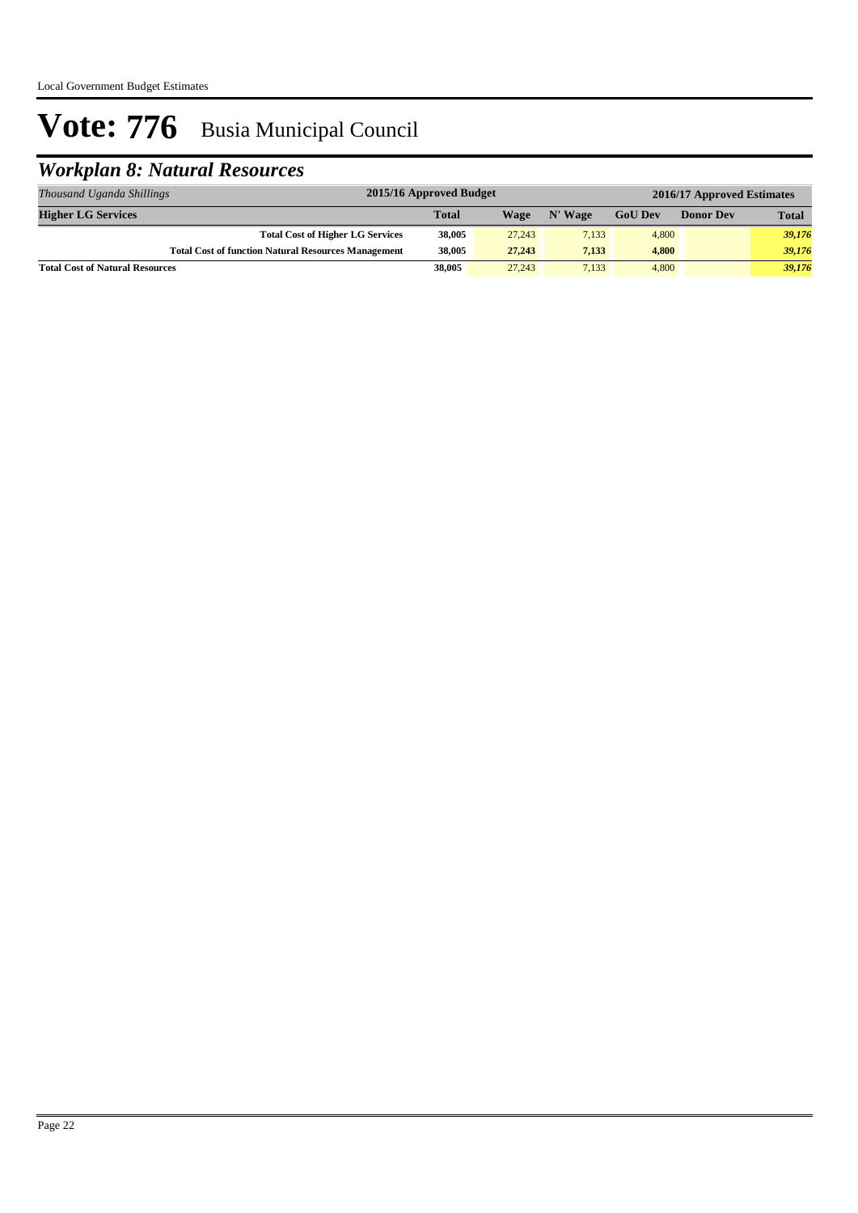# Vote: 776 Busia Municipal Council

## *Workplan 8: Natural Resources*

| *Thousand Uganda Shillings* | 2015/16 Approved Budget | 2016/17 Approved Estimates | | | | |
|---|---|---|---|---|---|---|
| **Higher LG Services** | **Total** | **Wage** | **N' Wage** | **GoU Dev** | **Donor Dev** | **Total** |
| **Total Cost of Higher LG Services** | **38,005** | 27,243 | 7,133 | 4,800 | | ***39,176*** |
| **Total Cost of function Natural Resources Management** | **38,005** | **27,243** | **7,133** | **4,800** | | ***39,176*** |
| **Total Cost of Natural Resources** | **38,005** | 27,243 | 7,133 | 4,800 | | ***39,176*** |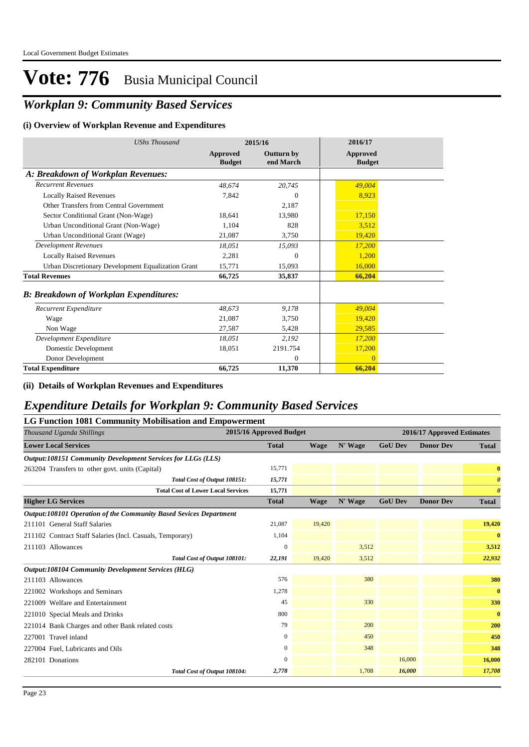# Vote: 776 Busia Municipal Council

## *Workplan 9: Community Based Services*

### (i) Overview of Workplan Revenue and Expenditures

| *UShs Thousand* | 2015/16 Approved Budget | 2015/16 Outturn by end March | 2016/17 Approved Budget |
|---|---|---|---|
| ***A: Breakdown of Workplan Revenues:*** | | | |
| *Recurrent Revenues* | *48,674* | *20,745* | *49,004* |
| Locally Raised Revenues | 7,842 | 0 | 8,923 |
| Other Transfers from Central Government | | 2,187 | |
| Sector Conditional Grant (Non-Wage) | 18,641 | 13,980 | 17,150 |
| Urban Unconditional Grant (Non-Wage) | 1,104 | 828 | 3,512 |
| Urban Unconditional Grant (Wage) | 21,087 | 3,750 | 19,420 |
| *Development Revenues* | *18,051* | *15,093* | *17,200* |
| Locally Raised Revenues | 2,281 | 0 | 1,200 |
| Urban Discretionary Development Equalization Grant | 15,771 | 15,093 | 16,000 |
| **Total Revenues** | **66,725** | **35,837** | **66,204** |
| ***B: Breakdown of Workplan Expenditures:*** | | | |
| *Recurrent Expenditure* | *48,673* | *9,178* | *49,004* |
| Wage | 21,087 | 3,750 | 19,420 |
| Non Wage | 27,587 | 5,428 | 29,585 |
| *Development Expenditure* | *18,051* | *2,192* | *17,200* |
| Domestic Development | 18,051 | 2191.754 | 17,200 |
| Donor Development | | 0 | 0 |
| **Total Expenditure** | **66,725** | **11,370** | **66,204** |

### (ii) Details of Workplan Revenues and Expenditures

## *Expenditure Details for Workplan 9: Community Based Services*

### LG Function 1081 Community Mobilisation and Empowerment

| *Thousand Uganda Shillings* | 2015/16 Approved Budget | 2016/17 Approved Estimates | | | | |
|---|---|---|---|---|---|---|
| **Lower Local Services** | **Total** | **Wage** | **N' Wage** | **GoU Dev** | **Donor Dev** | **Total** |
| ***Output:108151 Community Development Services for LLGs (LLS)*** | | | | | | |
| 263204 Transfers to other govt. units (Capital) | 15,771 | | | | | **0** |
| *Total Cost of Output 108151:* | *15,771* | | | | | ***0*** |
| **Total Cost of Lower Local Services** | **15,771** | | | | | ***0*** |
| **Higher LG Services** | **Total** | **Wage** | **N' Wage** | **GoU Dev** | **Donor Dev** | **Total** |
| ***Output:108101 Operation of the Community Based Sevices Department*** | | | | | | |
| 211101 General Staff Salaries | 21,087 | 19,420 | | | | **19,420** |
| 211102 Contract Staff Salaries (Incl. Casuals, Temporary) | 1,104 | | | | | **0** |
| 211103 Allowances | 0 | | 3,512 | | | **3,512** |
| *Total Cost of Output 108101:* | *22,191* | 19,420 | 3,512 | | | ***22,932*** |
| ***Output:108104 Community Development Services (HLG)*** | | | | | | |
| 211103 Allowances | 576 | | 380 | | | **380** |
| 221002 Workshops and Seminars | 1,278 | | | | | **0** |
| 221009 Welfare and Entertainment | 45 | | 330 | | | **330** |
| 221010 Special Meals and Drinks | 800 | | | | | **0** |
| 221014 Bank Charges and other Bank related costs | 79 | | 200 | | | **200** |
| 227001 Travel inland | 0 | | 450 | | | **450** |
| 227004 Fuel, Lubricants and Oils | 0 | | 348 | | | **348** |
| 282101 Donations | 0 | | | 16,000 | | **16,000** |
| *Total Cost of Output 108104:* | *2,778* | | 1,708 | *16,000* | | ***17,708*** |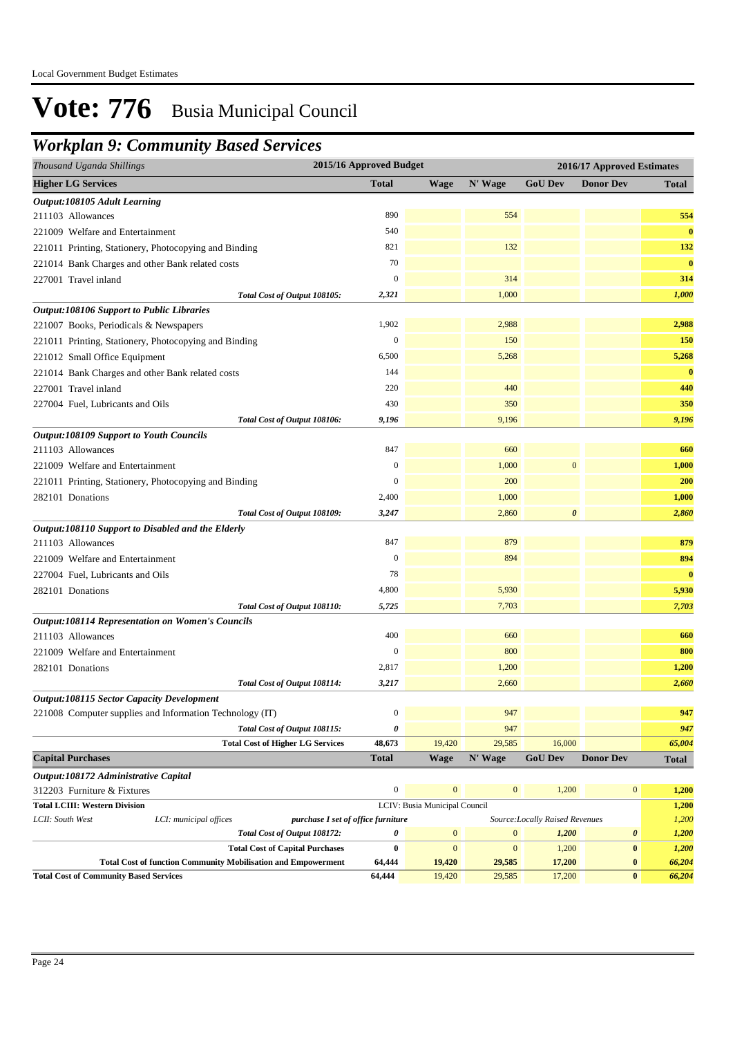Local Government Budget Estimates

# Vote: 776 Busia Municipal Council

## *Workplan 9: Community Based Services*

| *Thousand Uganda Shillings* | 2015/16 Approved Budget | 2016/17 Approved Estimates | | | | |
|---|---|---|---|---|---|---|
| **Higher LG Services** | **Total** | **Wage** | **N' Wage** | **GoU Dev** | **Donor Dev** | **Total** |
| ***Output:108105 Adult Learning*** | | | | | | |
| 211103 Allowances | 890 | | 554 | | | 554 |
| 221009 Welfare and Entertainment | 540 | | | | | 0 |
| 221011 Printing, Stationery, Photocopying and Binding | 821 | | 132 | | | 132 |
| 221014 Bank Charges and other Bank related costs | 70 | | | | | 0 |
| 227001 Travel inland | 0 | | 314 | | | 314 |
| *Total Cost of Output 108105:* | *2,321* | | 1,000 | | | *1,000* |
| ***Output:108106 Support to Public Libraries*** | | | | | | |
| 221007 Books, Periodicals & Newspapers | 1,902 | | 2,988 | | | 2,988 |
| 221011 Printing, Stationery, Photocopying and Binding | 0 | | 150 | | | 150 |
| 221012 Small Office Equipment | 6,500 | | 5,268 | | | 5,268 |
| 221014 Bank Charges and other Bank related costs | 144 | | | | | 0 |
| 227001 Travel inland | 220 | | 440 | | | 440 |
| 227004 Fuel, Lubricants and Oils | 430 | | 350 | | | 350 |
| *Total Cost of Output 108106:* | *9,196* | | 9,196 | | | *9,196* |
| ***Output:108109 Support to Youth Councils*** | | | | | | |
| 211103 Allowances | 847 | | 660 | | | 660 |
| 221009 Welfare and Entertainment | 0 | | 1,000 | 0 | | 1,000 |
| 221011 Printing, Stationery, Photocopying and Binding | 0 | | 200 | | | 200 |
| 282101 Donations | 2,400 | | 1,000 | | | 1,000 |
| *Total Cost of Output 108109:* | *3,247* | | 2,860 | *0* | | *2,860* |
| ***Output:108110 Support to Disabled and the Elderly*** | | | | | | |
| 211103 Allowances | 847 | | 879 | | | 879 |
| 221009 Welfare and Entertainment | 0 | | 894 | | | 894 |
| 227004 Fuel, Lubricants and Oils | 78 | | | | | 0 |
| 282101 Donations | 4,800 | | 5,930 | | | 5,930 |
| *Total Cost of Output 108110:* | *5,725* | | 7,703 | | | *7,703* |
| ***Output:108114 Representation on Women's Councils*** | | | | | | |
| 211103 Allowances | 400 | | 660 | | | 660 |
| 221009 Welfare and Entertainment | 0 | | 800 | | | 800 |
| 282101 Donations | 2,817 | | 1,200 | | | 1,200 |
| *Total Cost of Output 108114:* | *3,217* | | 2,660 | | | *2,660* |
| ***Output:108115 Sector Capacity Development*** | | | | | | |
| 221008 Computer supplies and Information Technology (IT) | 0 | | 947 | | | 947 |
| *Total Cost of Output 108115:* | *0* | | 947 | | | *947* |
| **Total Cost of Higher LG Services** | **48,673** | 19,420 | 29,585 | 16,000 | | *65,004* |
| **Capital Purchases** | **Total** | **Wage** | **N' Wage** | **GoU Dev** | **Donor Dev** | **Total** |
| ***Output:108172 Administrative Capital*** | | | | | | |
| 312203 Furniture & Fixtures | 0 | 0 | 0 | 1,200 | 0 | 1,200 |
| **Total LCIII: Western Division** | LCIV: Busia Municipal Council | | | | | 1,200 |
| *LCII: South West* — *LCI: municipal offices* — ***purchase I set of office furniture*** | | | *Source:Locally Raised Revenues* | | | *1,200* |
| *Total Cost of Output 108172:* | *0* | 0 | 0 | *1,200* | *0* | *1,200* |
| **Total Cost of Capital Purchases** | **0** | 0 | 0 | 1,200 | **0** | *1,200* |
| **Total Cost of function Community Mobilisation and Empowerment** | **64,444** | **19,420** | **29,585** | **17,200** | **0** | *66,204* |
| **Total Cost of Community Based Services** | **64,444** | 19,420 | 29,585 | 17,200 | **0** | *66,204* |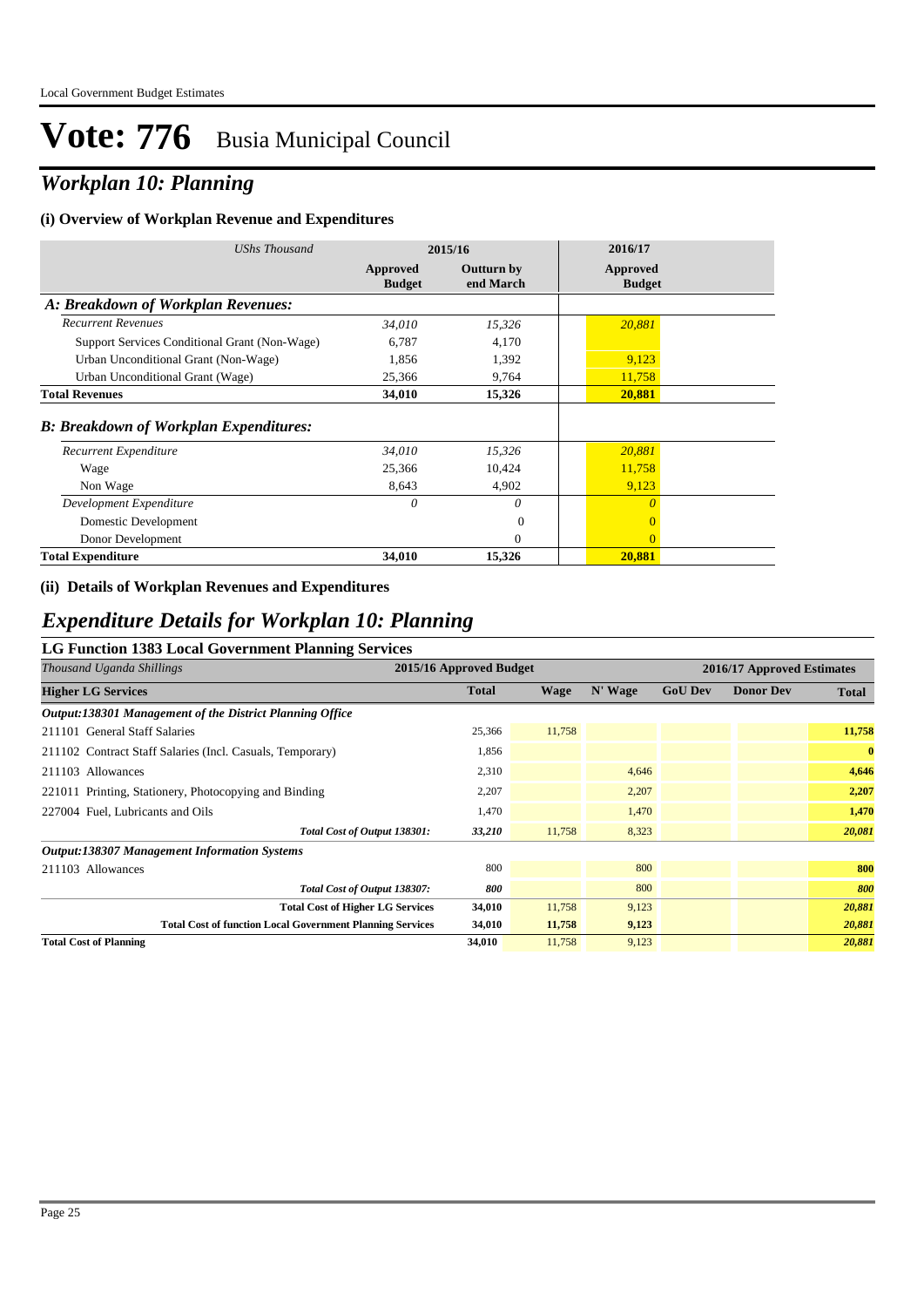# Vote: 776 Busia Municipal Council

## *Workplan 10: Planning*

### (i) Overview of Workplan Revenue and Expenditures

| *UShs Thousand* | 2015/16 | | 2016/17 |
|---|---|---|---|
| | **Approved Budget** | **Outturn by end March** | **Approved Budget** |
| ***A: Breakdown of Workplan Revenues:*** | | | |
| *Recurrent Revenues* | *34,010* | *15,326* | *20,881* |
| Support Services Conditional Grant (Non-Wage) | 6,787 | 4,170 | |
| Urban Unconditional Grant (Non-Wage) | 1,856 | 1,392 | 9,123 |
| Urban Unconditional Grant (Wage) | 25,366 | 9,764 | 11,758 |
| **Total Revenues** | **34,010** | **15,326** | **20,881** |
| ***B: Breakdown of Workplan Expenditures:*** | | | |
| *Recurrent Expenditure* | *34,010* | *15,326* | *20,881* |
| Wage | 25,366 | 10,424 | 11,758 |
| Non Wage | 8,643 | 4,902 | 9,123 |
| *Development Expenditure* | *0* | *0* | *0* |
| Domestic Development | | 0 | 0 |
| Donor Development | | 0 | 0 |
| **Total Expenditure** | **34,010** | **15,326** | **20,881** |

### (ii) Details of Workplan Revenues and Expenditures

## *Expenditure Details for Workplan 10: Planning*

### LG Function 1383 Local Government Planning Services

| *Thousand Uganda Shillings* | 2015/16 Approved Budget | 2016/17 Approved Estimates | | | | |
|---|---|---|---|---|---|---|
| **Higher LG Services** | **Total** | **Wage** | **N' Wage** | **GoU Dev** | **Donor Dev** | **Total** |
| ***Output:138301 Management of the District Planning Office*** | | | | | | |
| 211101 General Staff Salaries | 25,366 | 11,758 | | | | 11,758 |
| 211102 Contract Staff Salaries (Incl. Casuals, Temporary) | 1,856 | | | | | 0 |
| 211103 Allowances | 2,310 | | 4,646 | | | 4,646 |
| 221011 Printing, Stationery, Photocopying and Binding | 2,207 | | 2,207 | | | 2,207 |
| 227004 Fuel, Lubricants and Oils | 1,470 | | 1,470 | | | 1,470 |
| *Total Cost of Output 138301:* | *33,210* | 11,758 | 8,323 | | | *20,081* |
| ***Output:138307 Management Information Systems*** | | | | | | |
| 211103 Allowances | 800 | | 800 | | | 800 |
| *Total Cost of Output 138307:* | *800* | | 800 | | | *800* |
| **Total Cost of Higher LG Services** | **34,010** | 11,758 | 9,123 | | | *20,881* |
| **Total Cost of function Local Government Planning Services** | **34,010** | **11,758** | **9,123** | | | *20,881* |
| **Total Cost of Planning** | **34,010** | 11,758 | 9,123 | | | *20,881* |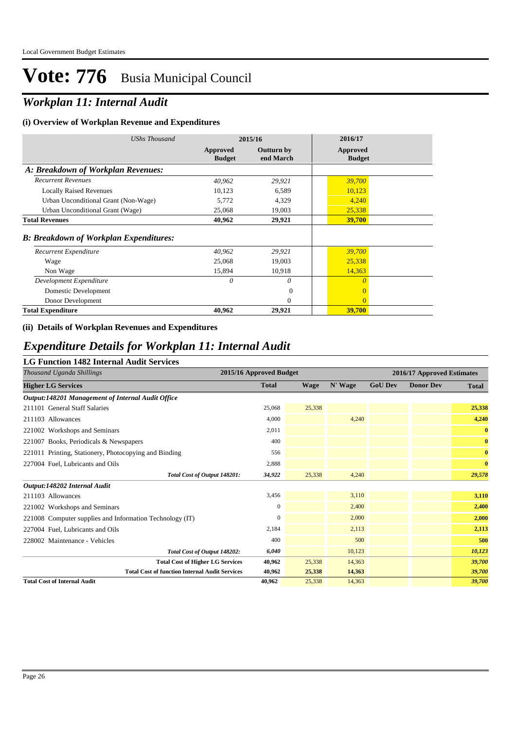# Vote: 776 Busia Municipal Council

## *Workplan 11: Internal Audit*

### (i) Overview of Workplan Revenue and Expenditures

| *UShs Thousand* | 2015/16 | | 2016/17 |
|---|---|---|---|
| | **Approved Budget** | **Outturn by end March** | **Approved Budget** |
| ***A: Breakdown of Workplan Revenues:*** | | | |
| *Recurrent Revenues* | *40,962* | *29,921* | *39,700* |
| Locally Raised Revenues | 10,123 | 6,589 | 10,123 |
| Urban Unconditional Grant (Non-Wage) | 5,772 | 4,329 | 4,240 |
| Urban Unconditional Grant (Wage) | 25,068 | 19,003 | 25,338 |
| **Total Revenues** | **40,962** | **29,921** | **39,700** |
| ***B: Breakdown of Workplan Expenditures:*** | | | |
| *Recurrent Expenditure* | *40,962* | *29,921* | *39,700* |
| Wage | 25,068 | 19,003 | 25,338 |
| Non Wage | 15,894 | 10,918 | 14,363 |
| *Development Expenditure* | *0* | *0* | *0* |
| Domestic Development | | 0 | 0 |
| Donor Development | | 0 | 0 |
| **Total Expenditure** | **40,962** | **29,921** | **39,700** |

### (ii) Details of Workplan Revenues and Expenditures

## *Expenditure Details for Workplan 11: Internal Audit*

### LG Function 1482 Internal Audit Services

| *Thousand Uganda Shillings* | 2015/16 Approved Budget | 2016/17 Approved Estimates | | | | |
|---|---|---|---|---|---|---|
| **Higher LG Services** | **Total** | **Wage** | **N' Wage** | **GoU Dev** | **Donor Dev** | **Total** |
| ***Output:148201 Management of Internal Audit Office*** | | | | | | |
| 211101 General Staff Salaries | 25,068 | 25,338 | | | | **25,338** |
| 211103 Allowances | 4,000 | | 4,240 | | | **4,240** |
| 221002 Workshops and Seminars | 2,011 | | | | | **0** |
| 221007 Books, Periodicals & Newspapers | 400 | | | | | **0** |
| 221011 Printing, Stationery, Photocopying and Binding | 556 | | | | | **0** |
| 227004 Fuel, Lubricants and Oils | 2,888 | | | | | **0** |
| ***Total Cost of Output 148201:*** | ***34,922*** | 25,338 | 4,240 | | | ***29,578*** |
| ***Output:148202 Internal Audit*** | | | | | | |
| 211103 Allowances | 3,456 | | 3,110 | | | **3,110** |
| 221002 Workshops and Seminars | 0 | | 2,400 | | | **2,400** |
| 221008 Computer supplies and Information Technology (IT) | 0 | | 2,000 | | | **2,000** |
| 227004 Fuel, Lubricants and Oils | 2,184 | | 2,113 | | | **2,113** |
| 228002 Maintenance - Vehicles | 400 | | 500 | | | **500** |
| ***Total Cost of Output 148202:*** | ***6,040*** | | 10,123 | | | ***10,123*** |
| **Total Cost of Higher LG Services** | **40,962** | 25,338 | 14,363 | | | ***39,700*** |
| **Total Cost of function Internal Audit Services** | **40,962** | **25,338** | **14,363** | | | ***39,700*** |
| **Total Cost of Internal Audit** | **40,962** | 25,338 | 14,363 | | | ***39,700*** |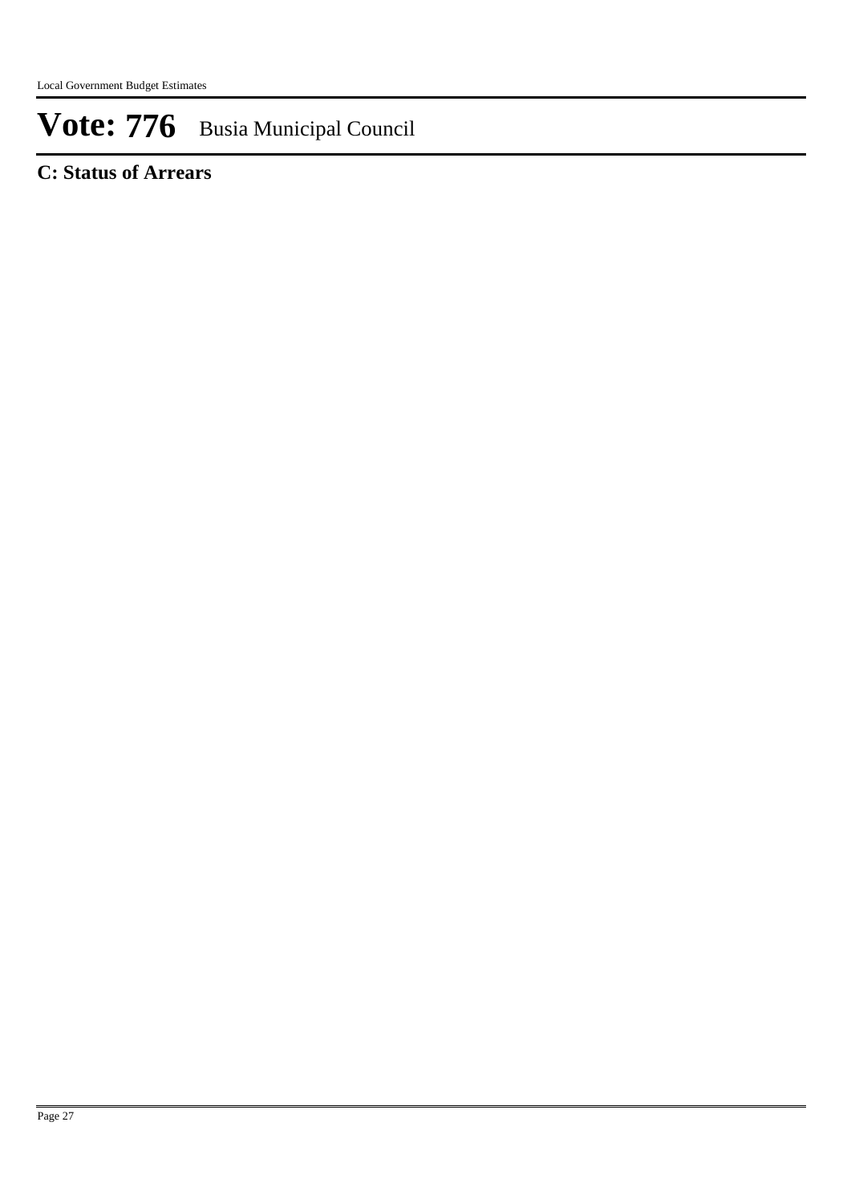# Vote: 776 Busia Municipal Council

## C: Status of Arrears